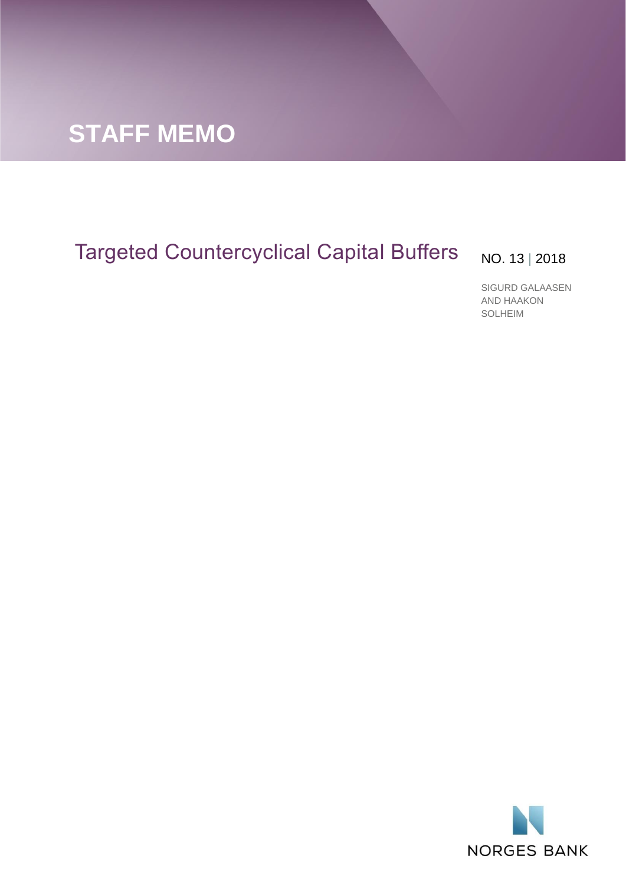STAFF MEMO

# Targeted Countercyclical Capital Buffers

NO. 13 | 2018

SIGURD GALAASEN AND HAAKON SOLHEIM

NORGES BANK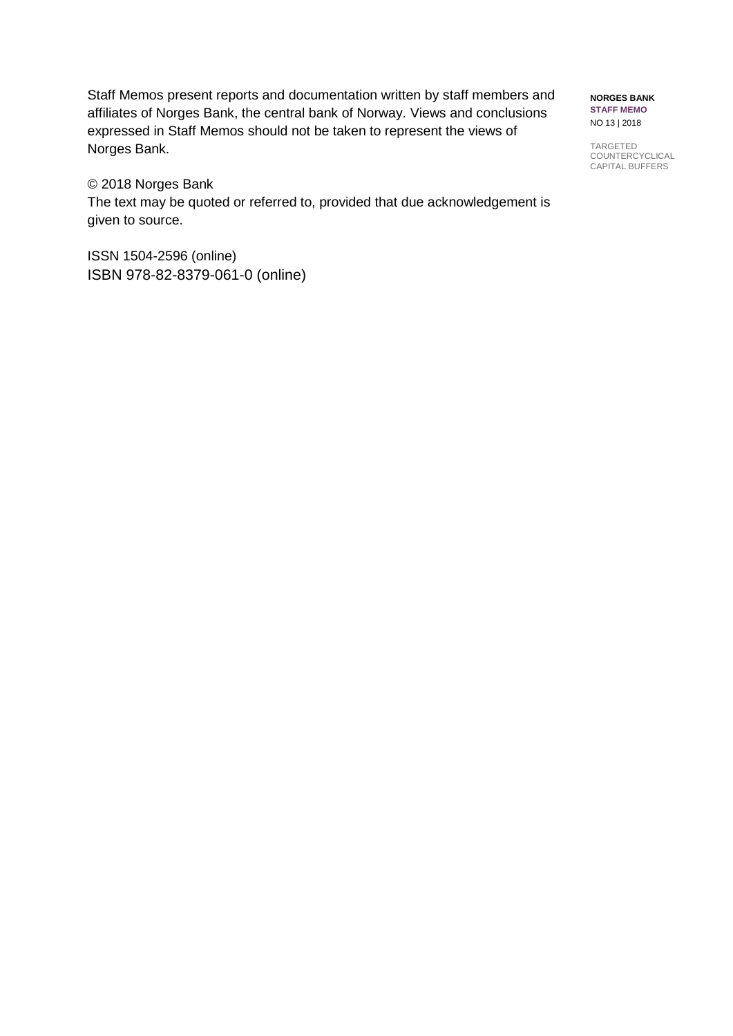Staff Memos present reports and documentation written by staff members and affiliates of Norges Bank, the central bank of Norway. Views and conclusions expressed in Staff Memos should not be taken to represent the views of Norges Bank.

© 2018 Norges Bank
The text may be quoted or referred to, provided that due acknowledgement is given to source.

ISSN 1504-2596 (online)
ISBN 978-82-8379-061-0 (online)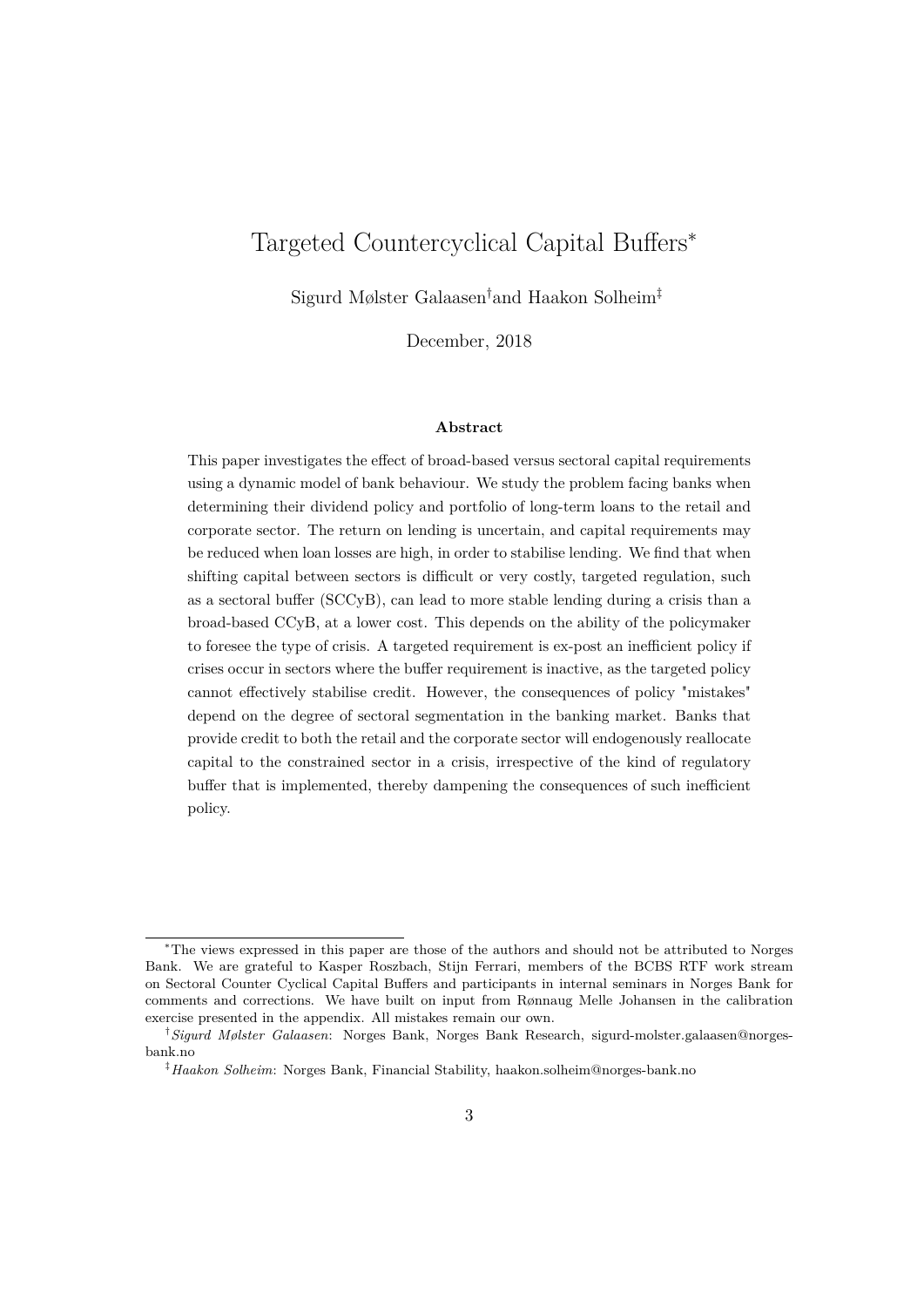# Targeted Countercyclical Capital Buffers*

Sigurd Mølster Galaasen† and Haakon Solheim‡

December, 2018

### Abstract

This paper investigates the effect of broad-based versus sectoral capital requirements using a dynamic model of bank behaviour. We study the problem facing banks when determining their dividend policy and portfolio of long-term loans to the retail and corporate sector. The return on lending is uncertain, and capital requirements may be reduced when loan losses are high, in order to stabilise lending. We find that when shifting capital between sectors is difficult or very costly, targeted regulation, such as a sectoral buffer (SCCyB), can lead to more stable lending during a crisis than a broad-based CCyB, at a lower cost. This depends on the ability of the policymaker to foresee the type of crisis. A targeted requirement is ex-post an inefficient policy if crises occur in sectors where the buffer requirement is inactive, as the targeted policy cannot effectively stabilise credit. However, the consequences of policy "mistakes" depend on the degree of sectoral segmentation in the banking market. Banks that provide credit to both the retail and the corporate sector will endogenously reallocate capital to the constrained sector in a crisis, irrespective of the kind of regulatory buffer that is implemented, thereby dampening the consequences of such inefficient policy.

---

*The views expressed in this paper are those of the authors and should not be attributed to Norges Bank. We are grateful to Kasper Roszbach, Stijn Ferrari, members of the BCBS RTF work stream on Sectoral Counter Cyclical Capital Buffers and participants in internal seminars in Norges Bank for comments and corrections. We have built on input from Rønnaug Melle Johansen in the calibration exercise presented in the appendix. All mistakes remain our own.

†*Sigurd Mølster Galaasen*: Norges Bank, Norges Bank Research, sigurd-molster.galaasen@norges-bank.no

‡*Haakon Solheim*: Norges Bank, Financial Stability, haakon.solheim@norges-bank.no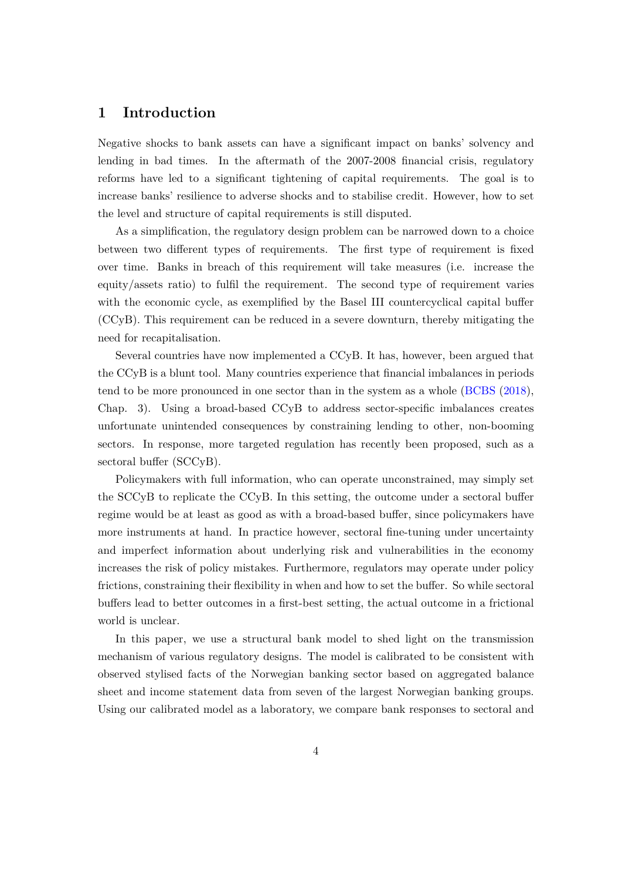# 1 Introduction

Negative shocks to bank assets can have a significant impact on banks' solvency and lending in bad times. In the aftermath of the 2007-2008 financial crisis, regulatory reforms have led to a significant tightening of capital requirements. The goal is to increase banks' resilience to adverse shocks and to stabilise credit. However, how to set the level and structure of capital requirements is still disputed.

As a simplification, the regulatory design problem can be narrowed down to a choice between two different types of requirements. The first type of requirement is fixed over time. Banks in breach of this requirement will take measures (i.e. increase the equity/assets ratio) to fulfil the requirement. The second type of requirement varies with the economic cycle, as exemplified by the Basel III countercyclical capital buffer (CCyB). This requirement can be reduced in a severe downturn, thereby mitigating the need for recapitalisation.

Several countries have now implemented a CCyB. It has, however, been argued that the CCyB is a blunt tool. Many countries experience that financial imbalances in periods tend to be more pronounced in one sector than in the system as a whole (BCBS (2018), Chap. 3). Using a broad-based CCyB to address sector-specific imbalances creates unfortunate unintended consequences by constraining lending to other, non-booming sectors. In response, more targeted regulation has recently been proposed, such as a sectoral buffer (SCCyB).

Policymakers with full information, who can operate unconstrained, may simply set the SCCyB to replicate the CCyB. In this setting, the outcome under a sectoral buffer regime would be at least as good as with a broad-based buffer, since policymakers have more instruments at hand. In practice however, sectoral fine-tuning under uncertainty and imperfect information about underlying risk and vulnerabilities in the economy increases the risk of policy mistakes. Furthermore, regulators may operate under policy frictions, constraining their flexibility in when and how to set the buffer. So while sectoral buffers lead to better outcomes in a first-best setting, the actual outcome in a frictional world is unclear.

In this paper, we use a structural bank model to shed light on the transmission mechanism of various regulatory designs. The model is calibrated to be consistent with observed stylised facts of the Norwegian banking sector based on aggregated balance sheet and income statement data from seven of the largest Norwegian banking groups. Using our calibrated model as a laboratory, we compare bank responses to sectoral and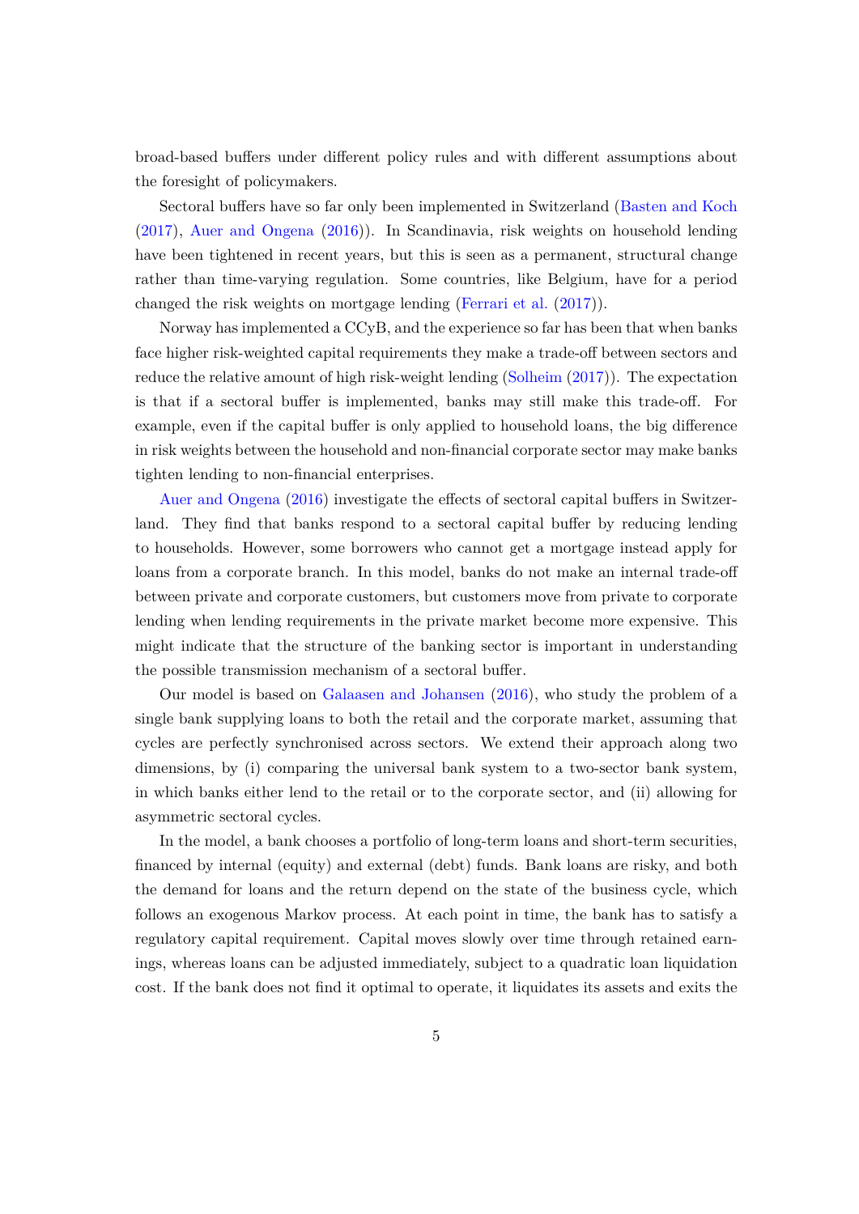broad-based buffers under different policy rules and with different assumptions about the foresight of policymakers.

Sectoral buffers have so far only been implemented in Switzerland (Basten and Koch (2017), Auer and Ongena (2016)). In Scandinavia, risk weights on household lending have been tightened in recent years, but this is seen as a permanent, structural change rather than time-varying regulation. Some countries, like Belgium, have for a period changed the risk weights on mortgage lending (Ferrari et al. (2017)).

Norway has implemented a CCyB, and the experience so far has been that when banks face higher risk-weighted capital requirements they make a trade-off between sectors and reduce the relative amount of high risk-weight lending (Solheim (2017)). The expectation is that if a sectoral buffer is implemented, banks may still make this trade-off. For example, even if the capital buffer is only applied to household loans, the big difference in risk weights between the household and non-financial corporate sector may make banks tighten lending to non-financial enterprises.

Auer and Ongena (2016) investigate the effects of sectoral capital buffers in Switzerland. They find that banks respond to a sectoral capital buffer by reducing lending to households. However, some borrowers who cannot get a mortgage instead apply for loans from a corporate branch. In this model, banks do not make an internal trade-off between private and corporate customers, but customers move from private to corporate lending when lending requirements in the private market become more expensive. This might indicate that the structure of the banking sector is important in understanding the possible transmission mechanism of a sectoral buffer.

Our model is based on Galaasen and Johansen (2016), who study the problem of a single bank supplying loans to both the retail and the corporate market, assuming that cycles are perfectly synchronised across sectors. We extend their approach along two dimensions, by (i) comparing the universal bank system to a two-sector bank system, in which banks either lend to the retail or to the corporate sector, and (ii) allowing for asymmetric sectoral cycles.

In the model, a bank chooses a portfolio of long-term loans and short-term securities, financed by internal (equity) and external (debt) funds. Bank loans are risky, and both the demand for loans and the return depend on the state of the business cycle, which follows an exogenous Markov process. At each point in time, the bank has to satisfy a regulatory capital requirement. Capital moves slowly over time through retained earnings, whereas loans can be adjusted immediately, subject to a quadratic loan liquidation cost. If the bank does not find it optimal to operate, it liquidates its assets and exits the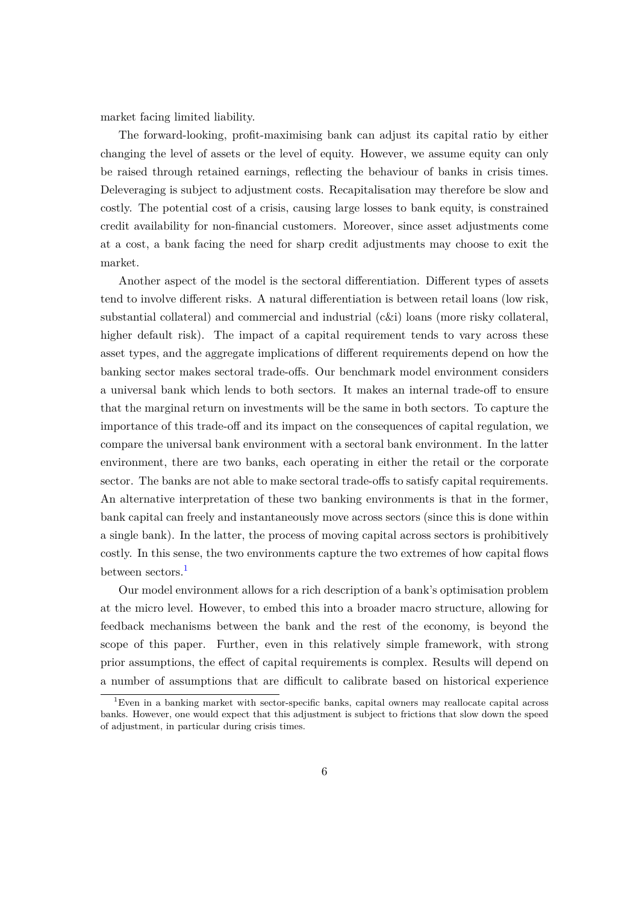market facing limited liability.

The forward-looking, profit-maximising bank can adjust its capital ratio by either changing the level of assets or the level of equity. However, we assume equity can only be raised through retained earnings, reflecting the behaviour of banks in crisis times. Deleveraging is subject to adjustment costs. Recapitalisation may therefore be slow and costly. The potential cost of a crisis, causing large losses to bank equity, is constrained credit availability for non-financial customers. Moreover, since asset adjustments come at a cost, a bank facing the need for sharp credit adjustments may choose to exit the market.

Another aspect of the model is the sectoral differentiation. Different types of assets tend to involve different risks. A natural differentiation is between retail loans (low risk, substantial collateral) and commercial and industrial (c&i) loans (more risky collateral, higher default risk). The impact of a capital requirement tends to vary across these asset types, and the aggregate implications of different requirements depend on how the banking sector makes sectoral trade-offs. Our benchmark model environment considers a universal bank which lends to both sectors. It makes an internal trade-off to ensure that the marginal return on investments will be the same in both sectors. To capture the importance of this trade-off and its impact on the consequences of capital regulation, we compare the universal bank environment with a sectoral bank environment. In the latter environment, there are two banks, each operating in either the retail or the corporate sector. The banks are not able to make sectoral trade-offs to satisfy capital requirements. An alternative interpretation of these two banking environments is that in the former, bank capital can freely and instantaneously move across sectors (since this is done within a single bank). In the latter, the process of moving capital across sectors is prohibitively costly. In this sense, the two environments capture the two extremes of how capital flows between sectors.[1]

Our model environment allows for a rich description of a bank's optimisation problem at the micro level. However, to embed this into a broader macro structure, allowing for feedback mechanisms between the bank and the rest of the economy, is beyond the scope of this paper. Further, even in this relatively simple framework, with strong prior assumptions, the effect of capital requirements is complex. Results will depend on a number of assumptions that are difficult to calibrate based on historical experience

[1] Even in a banking market with sector-specific banks, capital owners may reallocate capital across banks. However, one would expect that this adjustment is subject to frictions that slow down the speed of adjustment, in particular during crisis times.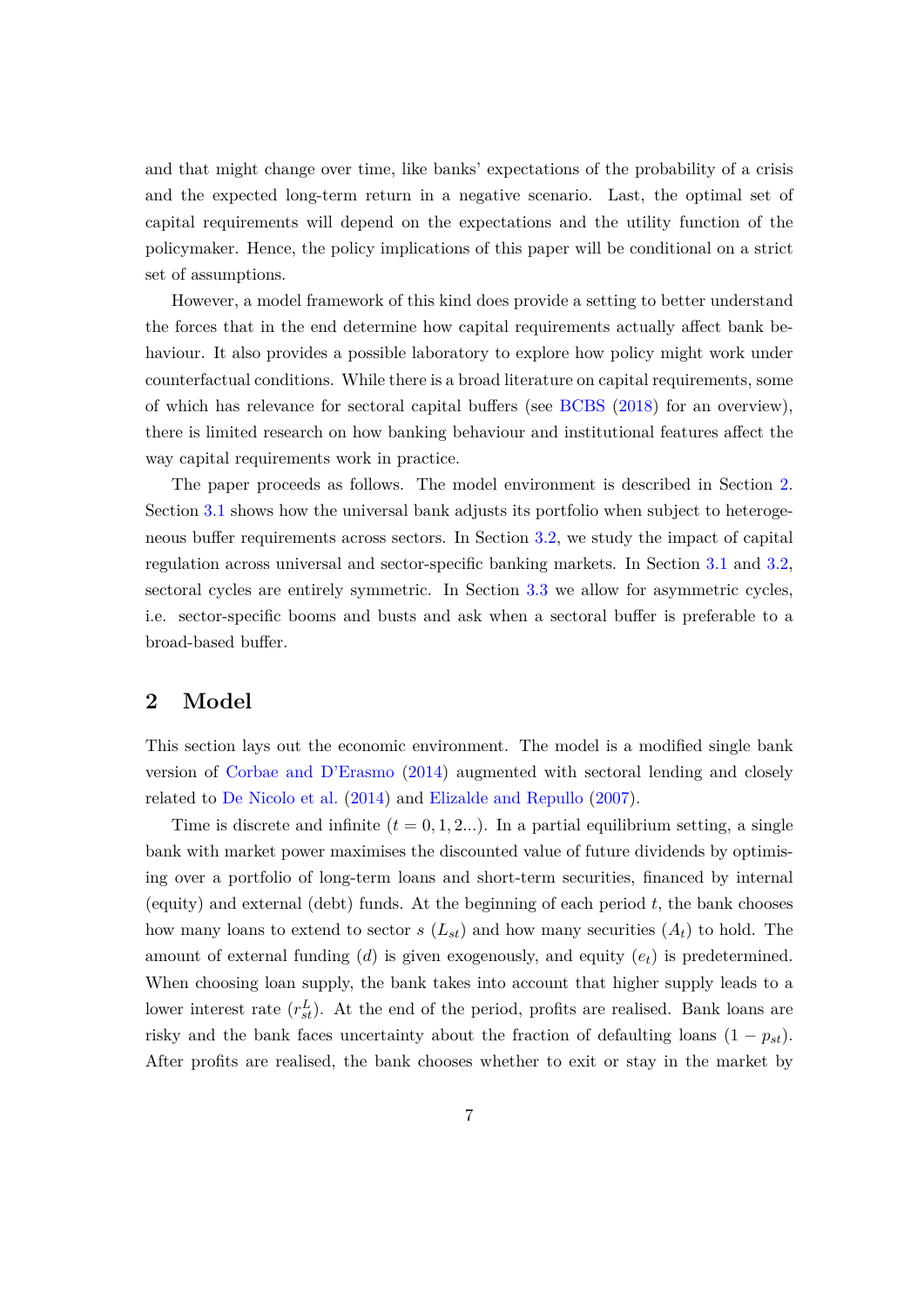and that might change over time, like banks' expectations of the probability of a crisis and the expected long-term return in a negative scenario. Last, the optimal set of capital requirements will depend on the expectations and the utility function of the policymaker. Hence, the policy implications of this paper will be conditional on a strict set of assumptions.

However, a model framework of this kind does provide a setting to better understand the forces that in the end determine how capital requirements actually affect bank behaviour. It also provides a possible laboratory to explore how policy might work under counterfactual conditions. While there is a broad literature on capital requirements, some of which has relevance for sectoral capital buffers (see BCBS (2018) for an overview), there is limited research on how banking behaviour and institutional features affect the way capital requirements work in practice.

The paper proceeds as follows. The model environment is described in Section 2. Section 3.1 shows how the universal bank adjusts its portfolio when subject to heterogeneous buffer requirements across sectors. In Section 3.2, we study the impact of capital regulation across universal and sector-specific banking markets. In Section 3.1 and 3.2, sectoral cycles are entirely symmetric. In Section 3.3 we allow for asymmetric cycles, i.e. sector-specific booms and busts and ask when a sectoral buffer is preferable to a broad-based buffer.

## 2 Model

This section lays out the economic environment. The model is a modified single bank version of Corbae and D'Erasmo (2014) augmented with sectoral lending and closely related to De Nicolo et al. (2014) and Elizalde and Repullo (2007).

Time is discrete and infinite ($t = 0, 1, 2...$). In a partial equilibrium setting, a single bank with market power maximises the discounted value of future dividends by optimising over a portfolio of long-term loans and short-term securities, financed by internal (equity) and external (debt) funds. At the beginning of each period $t$, the bank chooses how many loans to extend to sector $s$ ($L_{st}$) and how many securities ($A_t$) to hold. The amount of external funding ($d$) is given exogenously, and equity ($e_t$) is predetermined. When choosing loan supply, the bank takes into account that higher supply leads to a lower interest rate ($r^L_{st}$). At the end of the period, profits are realised. Bank loans are risky and the bank faces uncertainty about the fraction of defaulting loans ($1 - p_{st}$). After profits are realised, the bank chooses whether to exit or stay in the market by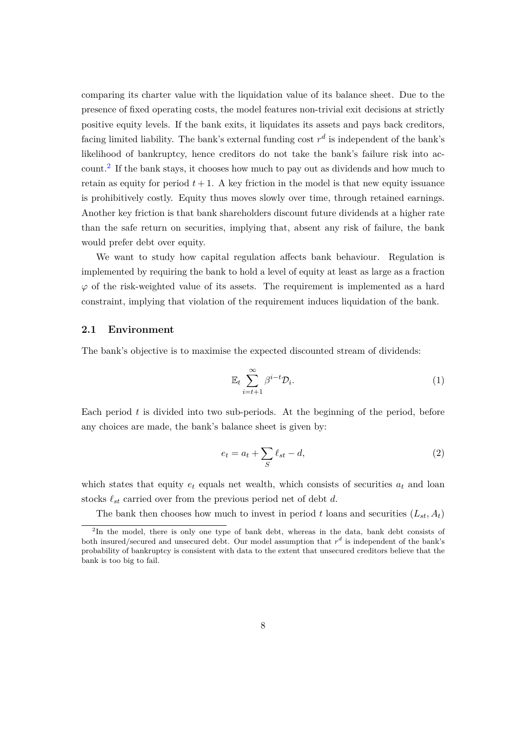comparing its charter value with the liquidation value of its balance sheet. Due to the presence of fixed operating costs, the model features non-trivial exit decisions at strictly positive equity levels. If the bank exits, it liquidates its assets and pays back creditors, facing limited liability. The bank's external funding cost $r^d$ is independent of the bank's likelihood of bankruptcy, hence creditors do not take the bank's failure risk into account.[2] If the bank stays, it chooses how much to pay out as dividends and how much to retain as equity for period $t+1$. A key friction in the model is that new equity issuance is prohibitively costly. Equity thus moves slowly over time, through retained earnings. Another key friction is that bank shareholders discount future dividends at a higher rate than the safe return on securities, implying that, absent any risk of failure, the bank would prefer debt over equity.

We want to study how capital regulation affects bank behaviour. Regulation is implemented by requiring the bank to hold a level of equity at least as large as a fraction $\varphi$ of the risk-weighted value of its assets. The requirement is implemented as a hard constraint, implying that violation of the requirement induces liquidation of the bank.

### 2.1 Environment

The bank's objective is to maximise the expected discounted stream of dividends:

$$\mathbb{E}_t \sum_{i=t+1}^{\infty} \beta^{i-t} \mathcal{D}_i. \tag{1}$$

Each period $t$ is divided into two sub-periods. At the beginning of the period, before any choices are made, the bank's balance sheet is given by:

$$e_t = a_t + \sum_{S} \ell_{st} - d, \tag{2}$$

which states that equity $e_t$ equals net wealth, which consists of securities $a_t$ and loan stocks $\ell_{st}$ carried over from the previous period net of debt $d$.

The bank then chooses how much to invest in period $t$ loans and securities $(L_{st}, A_t)$

[2] In the model, there is only one type of bank debt, whereas in the data, bank debt consists of both insured/secured and unsecured debt. Our model assumption that $r^d$ is independent of the bank's probability of bankruptcy is consistent with data to the extent that unsecured creditors believe that the bank is too big to fail.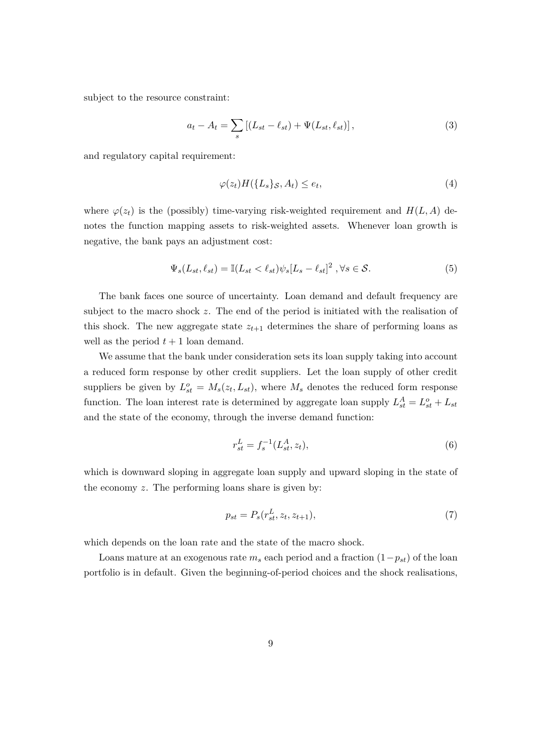subject to the resource constraint:

$$a_t - A_t = \sum_s \left[ (L_{st} - \ell_{st}) + \Psi(L_{st}, \ell_{st}) \right], \tag{3}$$

and regulatory capital requirement:

$$\varphi(z_t) H(\{L_s\}_{\mathcal{S}}, A_t) \leq e_t, \tag{4}$$

where $\varphi(z_t)$ is the (possibly) time-varying risk-weighted requirement and $H(L, A)$ denotes the function mapping assets to risk-weighted assets. Whenever loan growth is negative, the bank pays an adjustment cost:

$$\Psi_s(L_{st}, \ell_{st}) = \mathbb{I}(L_{st} < \ell_{st}) \psi_s [L_s - \ell_{st}]^2 \ , \forall s \in \mathcal{S}. \tag{5}$$

The bank faces one source of uncertainty. Loan demand and default frequency are subject to the macro shock $z$. The end of the period is initiated with the realisation of this shock. The new aggregate state $z_{t+1}$ determines the share of performing loans as well as the period $t+1$ loan demand.

We assume that the bank under consideration sets its loan supply taking into account a reduced form response by other credit suppliers. Let the loan supply of other credit suppliers be given by $L^o_{st} = M_s(z_t, L_{st})$, where $M_s$ denotes the reduced form response function. The loan interest rate is determined by aggregate loan supply $L^A_{st} = L^o_{st} + L_{st}$ and the state of the economy, through the inverse demand function:

$$r^L_{st} = f_s^{-1}(L^A_{st}, z_t), \tag{6}$$

which is downward sloping in aggregate loan supply and upward sloping in the state of the economy $z$. The performing loans share is given by:

$$p_{st} = P_s(r^L_{st}, z_t, z_{t+1}), \tag{7}$$

which depends on the loan rate and the state of the macro shock.

Loans mature at an exogenous rate $m_s$ each period and a fraction $(1 - p_{st})$ of the loan portfolio is in default. Given the beginning-of-period choices and the shock realisations,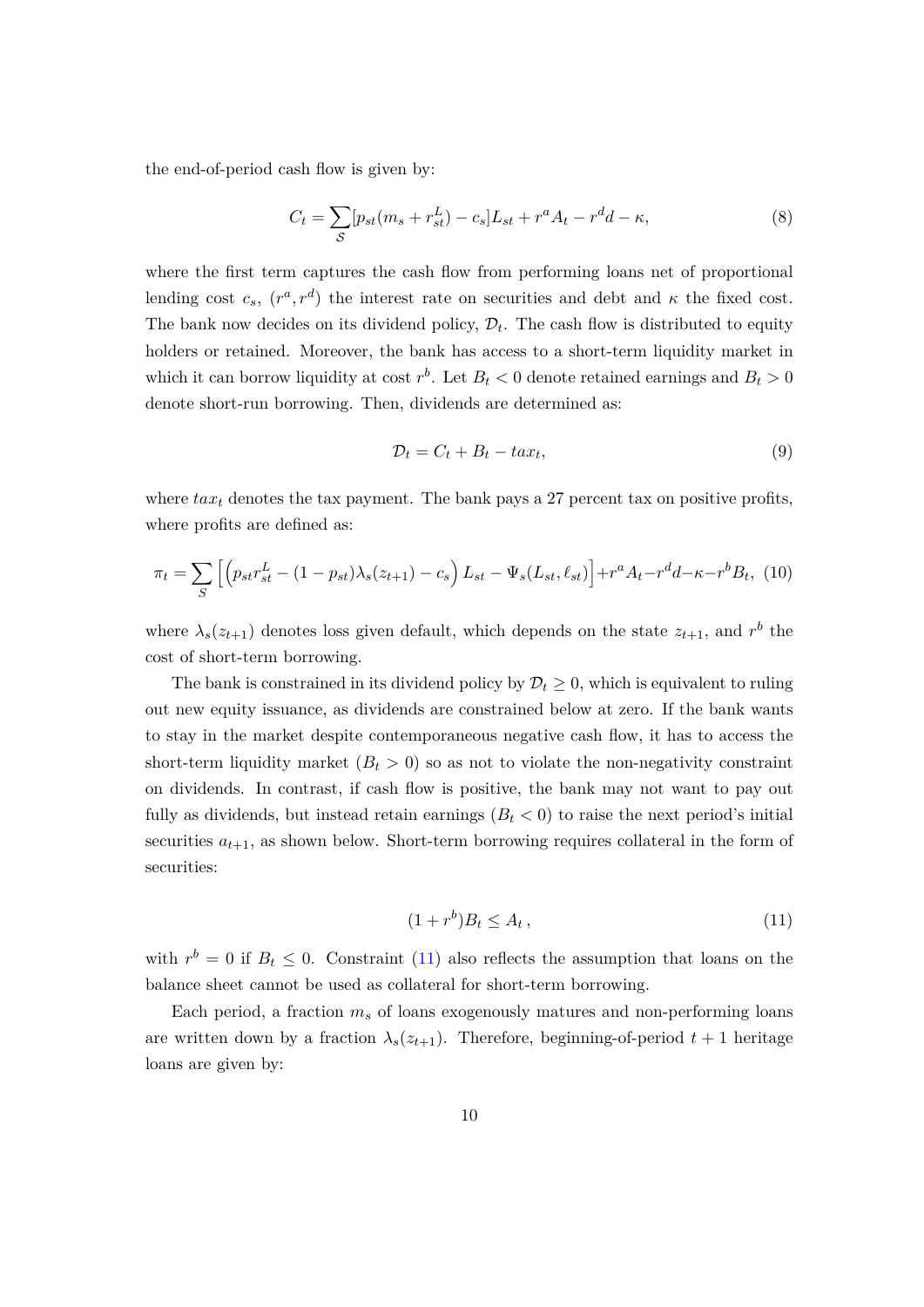the end-of-period cash flow is given by:

$$C_t = \sum_{\mathcal{S}} [p_{st}(m_s + r^L_{st}) - c_s] L_{st} + r^a A_t - r^d d - \kappa, \tag{8}$$

where the first term captures the cash flow from performing loans net of proportional lending cost $c_s$, $(r^a, r^d)$ the interest rate on securities and debt and $\kappa$ the fixed cost. The bank now decides on its dividend policy, $\mathcal{D}_t$. The cash flow is distributed to equity holders or retained. Moreover, the bank has access to a short-term liquidity market in which it can borrow liquidity at cost $r^b$. Let $B_t < 0$ denote retained earnings and $B_t > 0$ denote short-run borrowing. Then, dividends are determined as:

$$\mathcal{D}_t = C_t + B_t - tax_t, \tag{9}$$

where $tax_t$ denotes the tax payment. The bank pays a 27 percent tax on positive profits, where profits are defined as:

$$\pi_t = \sum_{S} \Big[ \Big( p_{st} r^L_{st} - (1 - p_{st}) \lambda_s(z_{t+1}) - c_s \Big) L_{st} - \Psi_s(L_{st}, \ell_{st}) \Big] + r^a A_t - r^d d - \kappa - r^b B_t, \tag{10}$$

where $\lambda_s(z_{t+1})$ denotes loss given default, which depends on the state $z_{t+1}$, and $r^b$ the cost of short-term borrowing.

The bank is constrained in its dividend policy by $\mathcal{D}_t \geq 0$, which is equivalent to ruling out new equity issuance, as dividends are constrained below at zero. If the bank wants to stay in the market despite contemporaneous negative cash flow, it has to access the short-term liquidity market ($B_t > 0$) so as not to violate the non-negativity constraint on dividends. In contrast, if cash flow is positive, the bank may not want to pay out fully as dividends, but instead retain earnings ($B_t < 0$) to raise the next period's initial securities $a_{t+1}$, as shown below. Short-term borrowing requires collateral in the form of securities:

$$(1 + r^b) B_t \leq A_t \,, \tag{11}$$

with $r^b = 0$ if $B_t \leq 0$. Constraint (11) also reflects the assumption that loans on the balance sheet cannot be used as collateral for short-term borrowing.

Each period, a fraction $m_s$ of loans exogenously matures and non-performing loans are written down by a fraction $\lambda_s(z_{t+1})$. Therefore, beginning-of-period $t + 1$ heritage loans are given by: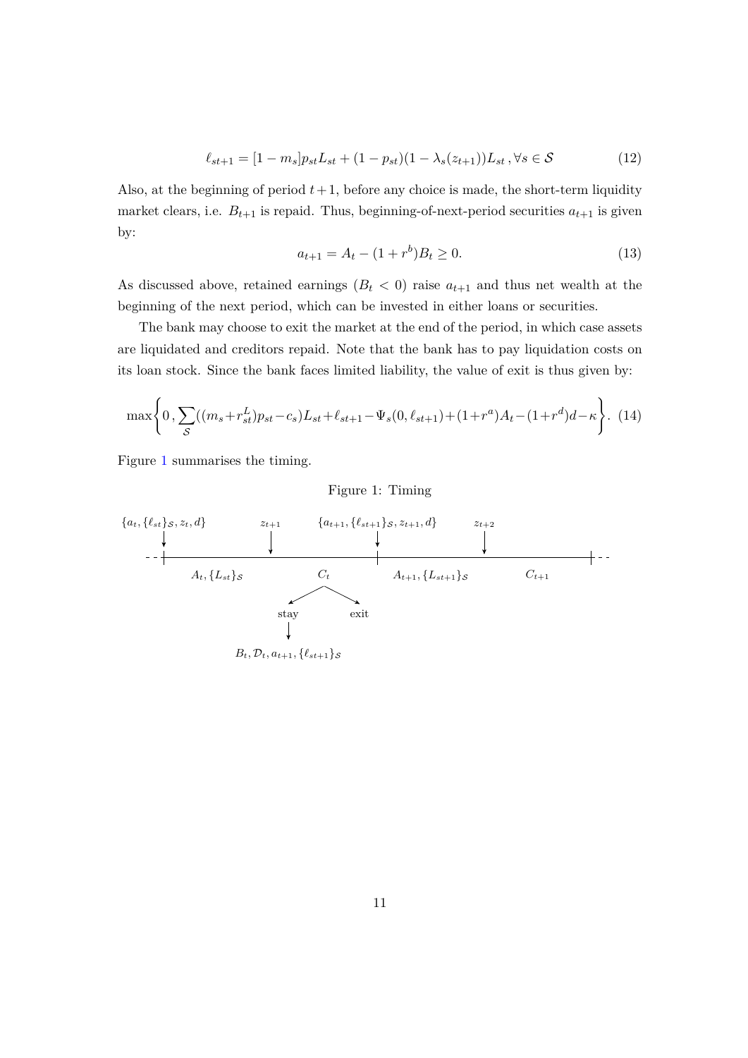$$\ell_{st+1} = [1 - m_s]p_{st}L_{st} + (1 - p_{st})(1 - \lambda_s(z_{t+1}))L_{st}\,, \forall s \in \mathcal{S} \tag{12}$$

Also, at the beginning of period $t+1$, before any choice is made, the short-term liquidity market clears, i.e. $B_{t+1}$ is repaid. Thus, beginning-of-next-period securities $a_{t+1}$ is given by:

$$a_{t+1} = A_t - (1 + r^b)B_t \geq 0. \tag{13}$$

As discussed above, retained earnings ($B_t < 0$) raise $a_{t+1}$ and thus net wealth at the beginning of the next period, which can be invested in either loans or securities.

The bank may choose to exit the market at the end of the period, in which case assets are liquidated and creditors repaid. Note that the bank has to pay liquidation costs on its loan stock. Since the bank faces limited liability, the value of exit is thus given by:

$$\max\left\{0\,, \sum_{\mathcal{S}}((m_s + r^L_{st})p_{st} - c_s)L_{st} + \ell_{st+1} - \Psi_s(0, \ell_{st+1}) + (1+r^a)A_t - (1+r^d)d - \kappa\right\}. \tag{14}$$

Figure 1 summarises the timing.

Figure 1: Timing

- Beginning of period $t$: $\{a_t, \{\ell_{st}\}_{\mathcal{S}}, z_t, d\}$
- Choices: $A_t, \{L_{st}\}_{\mathcal{S}}$
- Shock realised: $z_{t+1}$
- $C_t$ → stay / exit
  - stay → $B_t, \mathcal{D}_t, a_{t+1}, \{\ell_{st+1}\}_{\mathcal{S}}$
- Beginning of period $t+1$: $\{a_{t+1}, \{\ell_{st+1}\}_{\mathcal{S}}, z_{t+1}, d\}$
- Choices: $A_{t+1}, \{L_{st+1}\}_{\mathcal{S}}$
- Shock realised: $z_{t+2}$
- $C_{t+1}$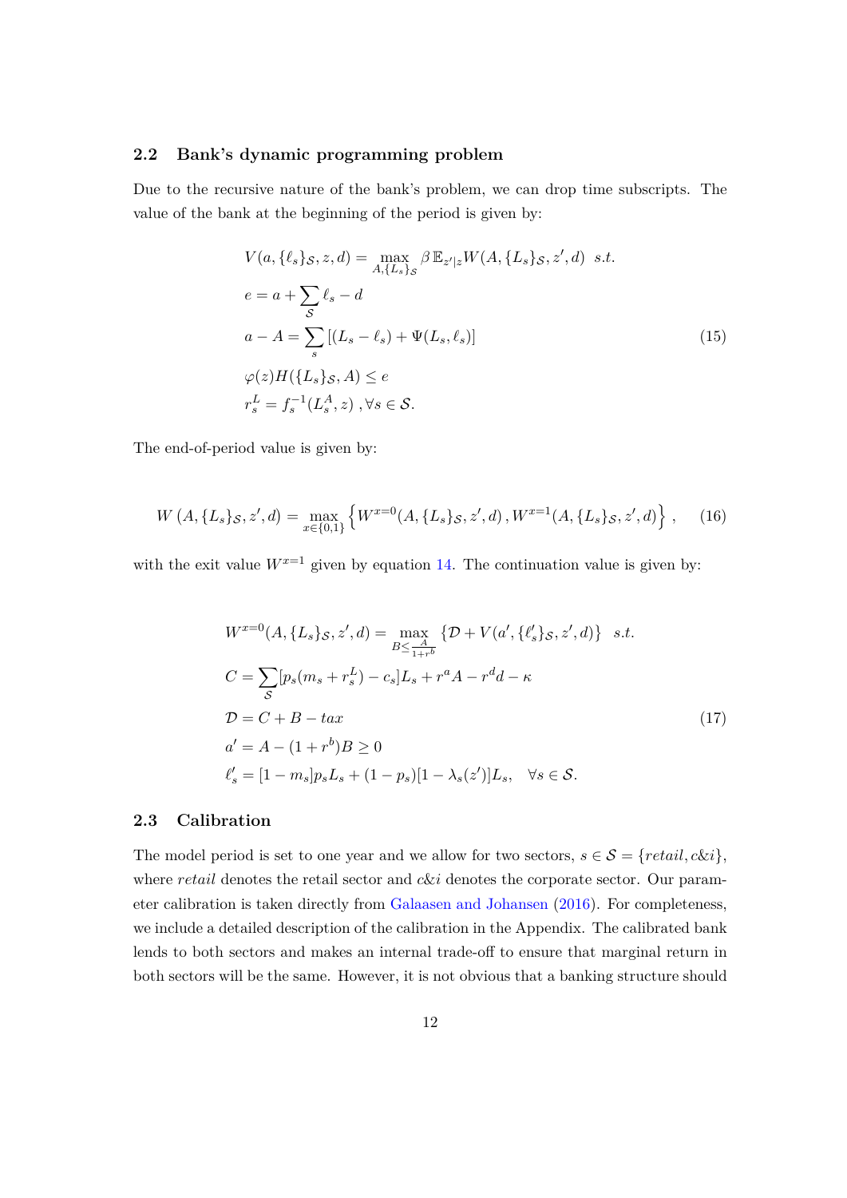### 2.2 Bank's dynamic programming problem

Due to the recursive nature of the bank's problem, we can drop time subscripts. The value of the bank at the beginning of the period is given by:

$$
\begin{aligned}
& V(a, \{\ell_s\}_{\mathcal{S}}, z, d) = \max_{A, \{L_s\}_{\mathcal{S}}} \beta \, \mathbb{E}_{z'|z} W(A, \{L_s\}_{\mathcal{S}}, z', d) \;\; s.t. \\
& e = a + \sum_{\mathcal{S}} \ell_s - d \\
& a - A = \sum_{s} \left[ (L_s - \ell_s) + \Psi(L_s, \ell_s) \right] \\
& \varphi(z) H(\{L_s\}_{\mathcal{S}}, A) \leq e \\
& r_s^L = f_s^{-1}(L_s^A, z) \;, \forall s \in \mathcal{S}.
\end{aligned}
\tag{15}
$$

The end-of-period value is given by:

$$
W\left(A, \{L_s\}_{\mathcal{S}}, z', d\right) = \max_{x \in \{0,1\}} \left\{ W^{x=0}(A, \{L_s\}_{\mathcal{S}}, z', d) \, , W^{x=1}(A, \{L_s\}_{\mathcal{S}}, z', d) \right\} , \tag{16}
$$

with the exit value $W^{x=1}$ given by equation 14. The continuation value is given by:

$$
\begin{aligned}
& W^{x=0}(A, \{L_s\}_{\mathcal{S}}, z', d) = \max_{B \leq \frac{A}{1+r^b}} \left\{ \mathcal{D} + V(a', \{\ell'_s\}_{\mathcal{S}}, z', d) \right\} \;\; s.t. \\
& C = \sum_{\mathcal{S}} [p_s(m_s + r_s^L) - c_s] L_s + r^a A - r^d d - \kappa \\
& \mathcal{D} = C + B - tax \\
& a' = A - (1 + r^b) B \geq 0 \\
& \ell'_s = [1 - m_s] p_s L_s + (1 - p_s)[1 - \lambda_s(z')] L_s, \quad \forall s \in \mathcal{S}.
\end{aligned}
\tag{17}
$$

### 2.3 Calibration

The model period is set to one year and we allow for two sectors, $s \in \mathcal{S} = \{retail, c\&i\}$, where *retail* denotes the retail sector and *c&i* denotes the corporate sector. Our parameter calibration is taken directly from Galaasen and Johansen (2016). For completeness, we include a detailed description of the calibration in the Appendix. The calibrated bank lends to both sectors and makes an internal trade-off to ensure that marginal return in both sectors will be the same. However, it is not obvious that a banking structure should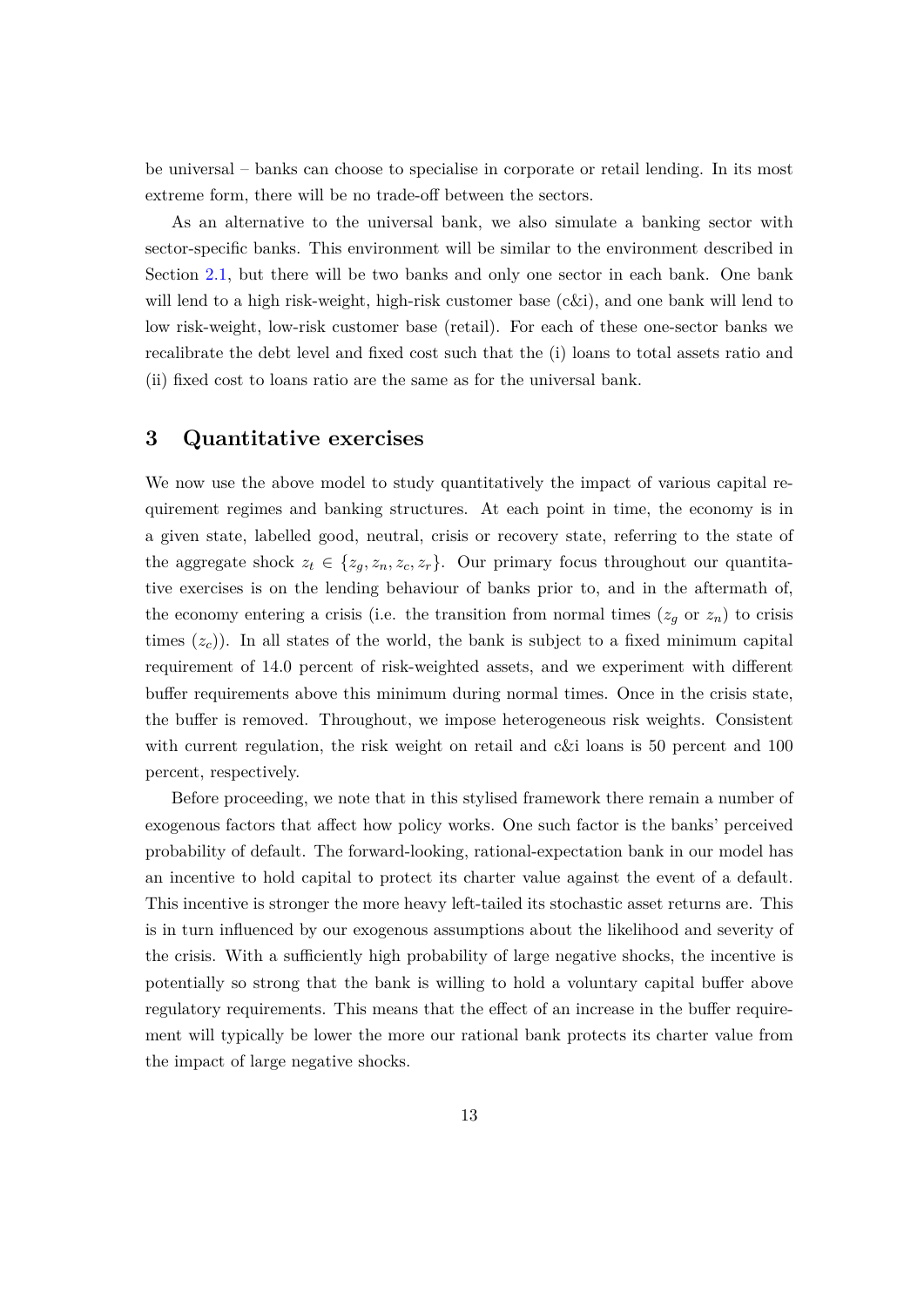be universal – banks can choose to specialise in corporate or retail lending. In its most extreme form, there will be no trade-off between the sectors.

As an alternative to the universal bank, we also simulate a banking sector with sector-specific banks. This environment will be similar to the environment described in Section 2.1, but there will be two banks and only one sector in each bank. One bank will lend to a high risk-weight, high-risk customer base (c&i), and one bank will lend to low risk-weight, low-risk customer base (retail). For each of these one-sector banks we recalibrate the debt level and fixed cost such that the (i) loans to total assets ratio and (ii) fixed cost to loans ratio are the same as for the universal bank.

## 3 Quantitative exercises

We now use the above model to study quantitatively the impact of various capital requirement regimes and banking structures. At each point in time, the economy is in a given state, labelled good, neutral, crisis or recovery state, referring to the state of the aggregate shock $z_t \in \{z_g, z_n, z_c, z_r\}$. Our primary focus throughout our quantitative exercises is on the lending behaviour of banks prior to, and in the aftermath of, the economy entering a crisis (i.e. the transition from normal times ($z_g$ or $z_n$) to crisis times ($z_c$)). In all states of the world, the bank is subject to a fixed minimum capital requirement of 14.0 percent of risk-weighted assets, and we experiment with different buffer requirements above this minimum during normal times. Once in the crisis state, the buffer is removed. Throughout, we impose heterogeneous risk weights. Consistent with current regulation, the risk weight on retail and c&i loans is 50 percent and 100 percent, respectively.

Before proceeding, we note that in this stylised framework there remain a number of exogenous factors that affect how policy works. One such factor is the banks' perceived probability of default. The forward-looking, rational-expectation bank in our model has an incentive to hold capital to protect its charter value against the event of a default. This incentive is stronger the more heavy left-tailed its stochastic asset returns are. This is in turn influenced by our exogenous assumptions about the likelihood and severity of the crisis. With a sufficiently high probability of large negative shocks, the incentive is potentially so strong that the bank is willing to hold a voluntary capital buffer above regulatory requirements. This means that the effect of an increase in the buffer requirement will typically be lower the more our rational bank protects its charter value from the impact of large negative shocks.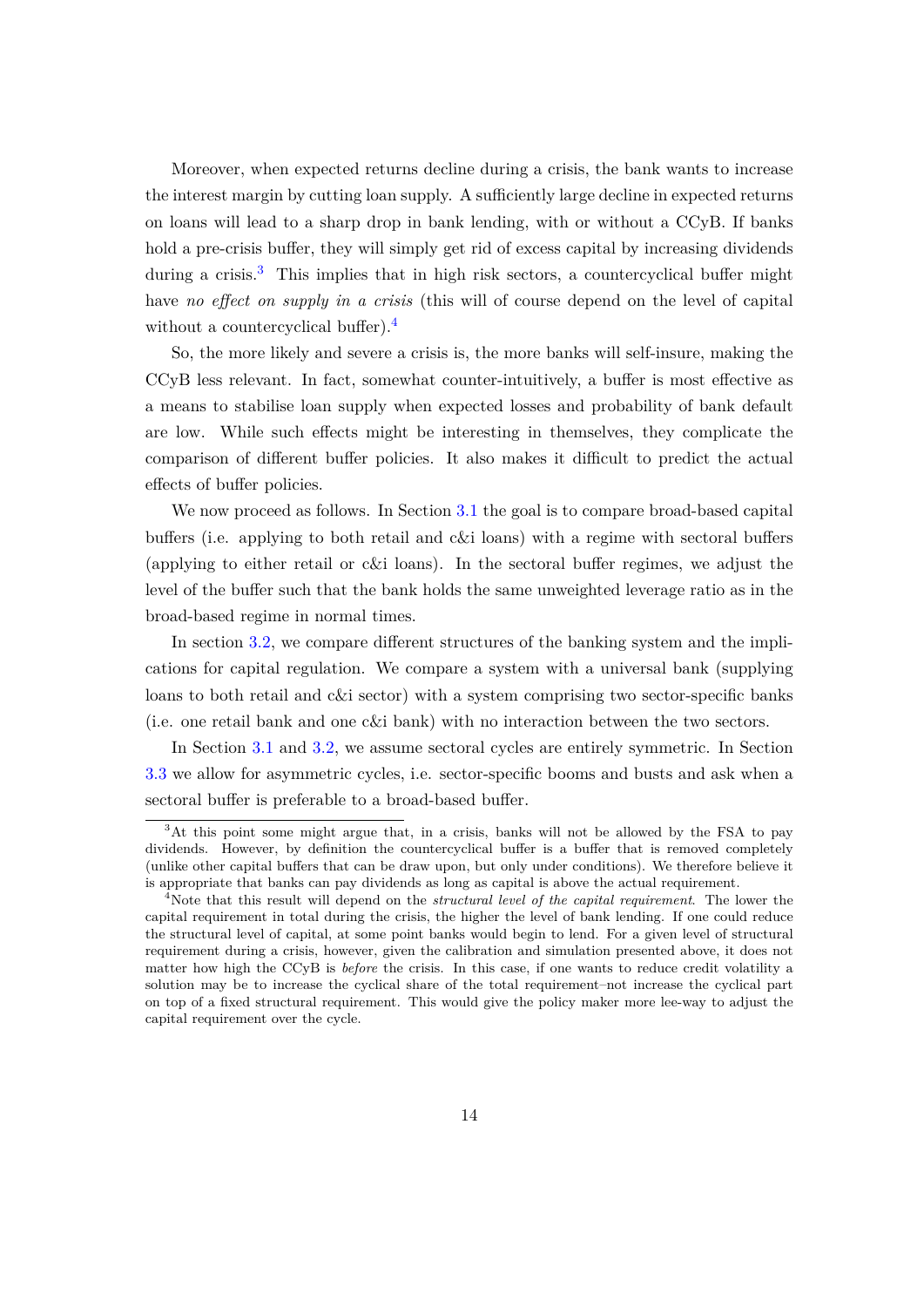Moreover, when expected returns decline during a crisis, the bank wants to increase the interest margin by cutting loan supply. A sufficiently large decline in expected returns on loans will lead to a sharp drop in bank lending, with or without a CCyB. If banks hold a pre-crisis buffer, they will simply get rid of excess capital by increasing dividends during a crisis.[3] This implies that in high risk sectors, a countercyclical buffer might have *no effect on supply in a crisis* (this will of course depend on the level of capital without a countercyclical buffer).[4]

So, the more likely and severe a crisis is, the more banks will self-insure, making the CCyB less relevant. In fact, somewhat counter-intuitively, a buffer is most effective as a means to stabilise loan supply when expected losses and probability of bank default are low. While such effects might be interesting in themselves, they complicate the comparison of different buffer policies. It also makes it difficult to predict the actual effects of buffer policies.

We now proceed as follows. In Section 3.1 the goal is to compare broad-based capital buffers (i.e. applying to both retail and c&i loans) with a regime with sectoral buffers (applying to either retail or c&i loans). In the sectoral buffer regimes, we adjust the level of the buffer such that the bank holds the same unweighted leverage ratio as in the broad-based regime in normal times.

In section 3.2, we compare different structures of the banking system and the implications for capital regulation. We compare a system with a universal bank (supplying loans to both retail and c&i sector) with a system comprising two sector-specific banks (i.e. one retail bank and one c&i bank) with no interaction between the two sectors.

In Section 3.1 and 3.2, we assume sectoral cycles are entirely symmetric. In Section 3.3 we allow for asymmetric cycles, i.e. sector-specific booms and busts and ask when a sectoral buffer is preferable to a broad-based buffer.

[3] At this point some might argue that, in a crisis, banks will not be allowed by the FSA to pay dividends. However, by definition the countercyclical buffer is a buffer that is removed completely (unlike other capital buffers that can be draw upon, but only under conditions). We therefore believe it is appropriate that banks can pay dividends as long as capital is above the actual requirement.

[4] Note that this result will depend on the *structural level of the capital requirement*. The lower the capital requirement in total during the crisis, the higher the level of bank lending. If one could reduce the structural level of capital, at some point banks would begin to lend. For a given level of structural requirement during a crisis, however, given the calibration and simulation presented above, it does not matter how high the CCyB is *before* the crisis. In this case, if one wants to reduce credit volatility a solution may be to increase the cyclical share of the total requirement–not increase the cyclical part on top of a fixed structural requirement. This would give the policy maker more lee-way to adjust the capital requirement over the cycle.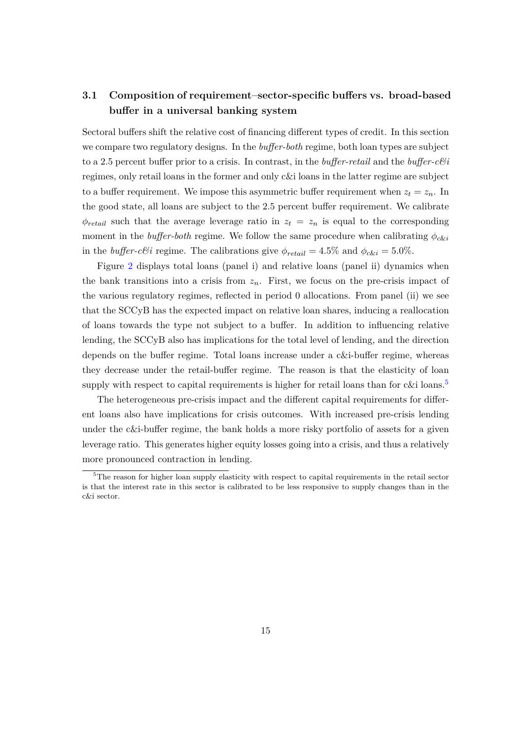### 3.1 Composition of requirement–sector-specific buffers vs. broad-based buffer in a universal banking system

Sectoral buffers shift the relative cost of financing different types of credit. In this section we compare two regulatory designs. In the *buffer-both* regime, both loan types are subject to a 2.5 percent buffer prior to a crisis. In contrast, in the *buffer-retail* and the *buffer-c&i* regimes, only retail loans in the former and only c&i loans in the latter regime are subject to a buffer requirement. We impose this asymmetric buffer requirement when $z_t = z_n$. In the good state, all loans are subject to the 2.5 percent buffer requirement. We calibrate $\phi_{retail}$ such that the average leverage ratio in $z_t = z_n$ is equal to the corresponding moment in the *buffer-both* regime. We follow the same procedure when calibrating $\phi_{c\&i}$ in the *buffer-c&i* regime. The calibrations give $\phi_{retail} = 4.5\%$ and $\phi_{c\&i} = 5.0\%$.

Figure 2 displays total loans (panel i) and relative loans (panel ii) dynamics when the bank transitions into a crisis from $z_n$. First, we focus on the pre-crisis impact of the various regulatory regimes, reflected in period 0 allocations. From panel (ii) we see that the SCCyB has the expected impact on relative loan shares, inducing a reallocation of loans towards the type not subject to a buffer. In addition to influencing relative lending, the SCCyB also has implications for the total level of lending, and the direction depends on the buffer regime. Total loans increase under a c&i-buffer regime, whereas they decrease under the retail-buffer regime. The reason is that the elasticity of loan supply with respect to capital requirements is higher for retail loans than for c&i loans.[5]

The heterogeneous pre-crisis impact and the different capital requirements for different loans also have implications for crisis outcomes. With increased pre-crisis lending under the c&i-buffer regime, the bank holds a more risky portfolio of assets for a given leverage ratio. This generates higher equity losses going into a crisis, and thus a relatively more pronounced contraction in lending.

[5] The reason for higher loan supply elasticity with respect to capital requirements in the retail sector is that the interest rate in this sector is calibrated to be less responsive to supply changes than in the c&i sector.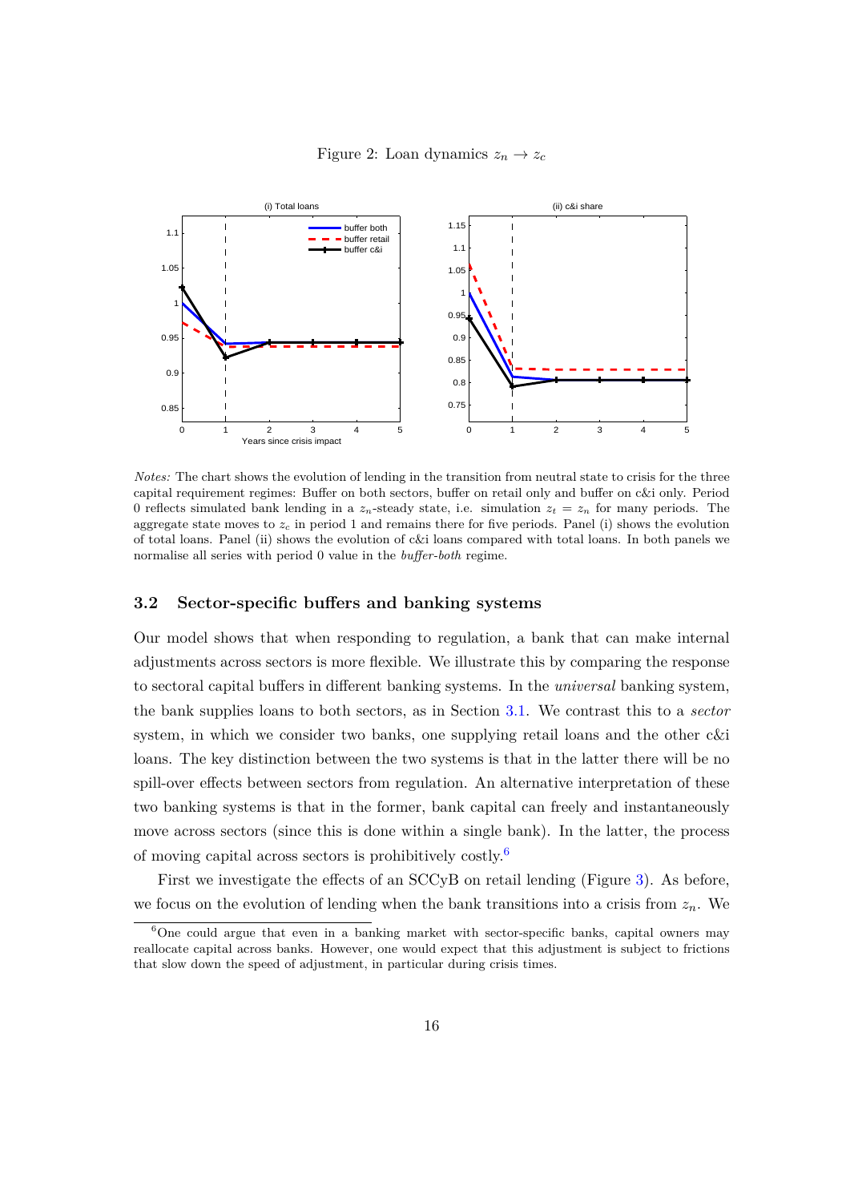Figure 2: Loan dynamics $z_n \to z_c$

*Notes:* The chart shows the evolution of lending in the transition from neutral state to crisis for the three capital requirement regimes: Buffer on both sectors, buffer on retail only and buffer on c&i only. Period 0 reflects simulated bank lending in a $z_n$-steady state, i.e. simulation $z_t = z_n$ for many periods. The aggregate state moves to $z_c$ in period 1 and remains there for five periods. Panel (i) shows the evolution of total loans. Panel (ii) shows the evolution of c&i loans compared with total loans. In both panels we normalise all series with period 0 value in the *buffer-both* regime.

### 3.2 Sector-specific buffers and banking systems

Our model shows that when responding to regulation, a bank that can make internal adjustments across sectors is more flexible. We illustrate this by comparing the response to sectoral capital buffers in different banking systems. In the *universal* banking system, the bank supplies loans to both sectors, as in Section 3.1. We contrast this to a *sector* system, in which we consider two banks, one supplying retail loans and the other c&i loans. The key distinction between the two systems is that in the latter there will be no spill-over effects between sectors from regulation. An alternative interpretation of these two banking systems is that in the former, bank capital can freely and instantaneously move across sectors (since this is done within a single bank). In the latter, the process of moving capital across sectors is prohibitively costly.[6]

First we investigate the effects of an SCCyB on retail lending (Figure 3). As before, we focus on the evolution of lending when the bank transitions into a crisis from $z_n$. We

[6] One could argue that even in a banking market with sector-specific banks, capital owners may reallocate capital across banks. However, one would expect that this adjustment is subject to frictions that slow down the speed of adjustment, in particular during crisis times.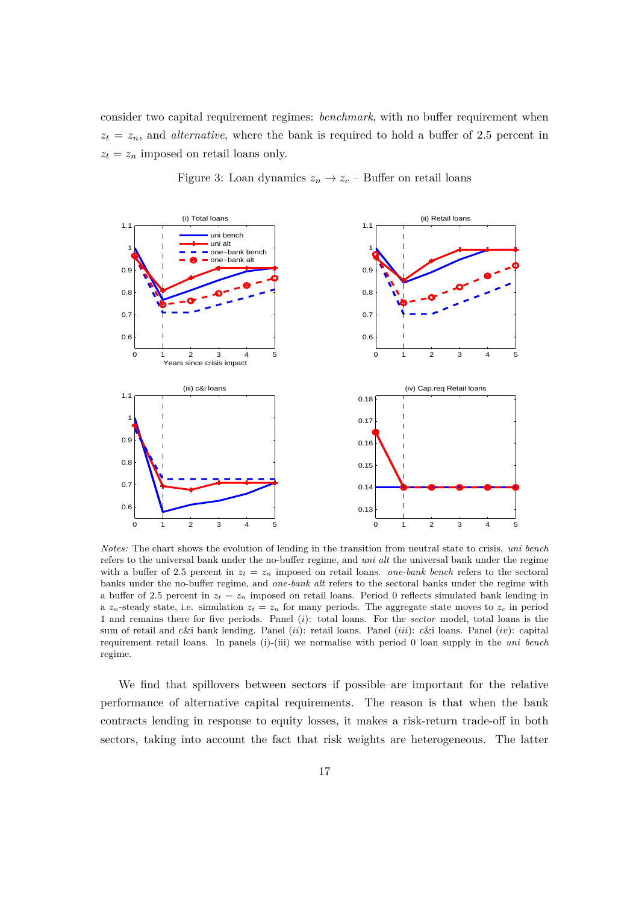consider two capital requirement regimes: *benchmark*, with no buffer requirement when $z_t = z_n$, and *alternative*, where the bank is required to hold a buffer of 2.5 percent in $z_t = z_n$ imposed on retail loans only.

Figure 3: Loan dynamics $z_n \rightarrow z_c$ – Buffer on retail loans

*Notes:* The chart shows the evolution of lending in the transition from neutral state to crisis. *uni bench* refers to the universal bank under the no-buffer regime, and *uni alt* the universal bank under the regime with a buffer of 2.5 percent in $z_t = z_n$ imposed on retail loans. *one-bank bench* refers to the sectoral banks under the no-buffer regime, and *one-bank alt* refers to the sectoral banks under the regime with a buffer of 2.5 percent in $z_t = z_n$ imposed on retail loans. Period 0 reflects simulated bank lending in a $z_n$-steady state, i.e. simulation $z_t = z_n$ for many periods. The aggregate state moves to $z_c$ in period 1 and remains there for five periods. Panel (*i*): total loans. For the *sector* model, total loans is the sum of retail and c&i bank lending. Panel (*ii*): retail loans. Panel (*iii*): c&i loans. Panel (*iv*): capital requirement retail loans. In panels (i)-(iii) we normalise with period 0 loan supply in the *uni bench* regime.

We find that spillovers between sectors–if possible–are important for the relative performance of alternative capital requirements. The reason is that when the bank contracts lending in response to equity losses, it makes a risk-return trade-off in both sectors, taking into account the fact that risk weights are heterogeneous. The latter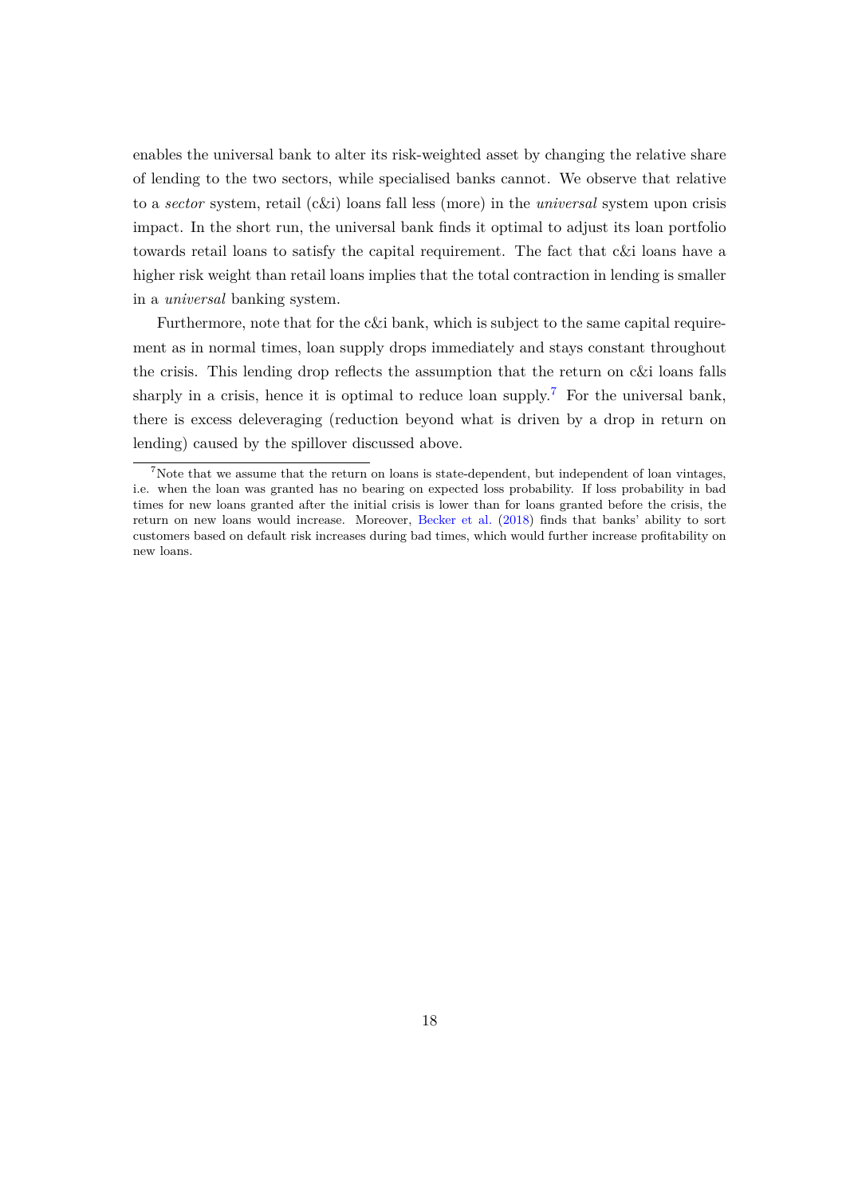enables the universal bank to alter its risk-weighted asset by changing the relative share of lending to the two sectors, while specialised banks cannot. We observe that relative to a *sector* system, retail (c&i) loans fall less (more) in the *universal* system upon crisis impact. In the short run, the universal bank finds it optimal to adjust its loan portfolio towards retail loans to satisfy the capital requirement. The fact that c&i loans have a higher risk weight than retail loans implies that the total contraction in lending is smaller in a *universal* banking system.

Furthermore, note that for the c&i bank, which is subject to the same capital requirement as in normal times, loan supply drops immediately and stays constant throughout the crisis. This lending drop reflects the assumption that the return on c&i loans falls sharply in a crisis, hence it is optimal to reduce loan supply.[7] For the universal bank, there is excess deleveraging (reduction beyond what is driven by a drop in return on lending) caused by the spillover discussed above.

[7]Note that we assume that the return on loans is state-dependent, but independent of loan vintages, i.e. when the loan was granted has no bearing on expected loss probability. If loss probability in bad times for new loans granted after the initial crisis is lower than for loans granted before the crisis, the return on new loans would increase. Moreover, Becker et al. (2018) finds that banks' ability to sort customers based on default risk increases during bad times, which would further increase profitability on new loans.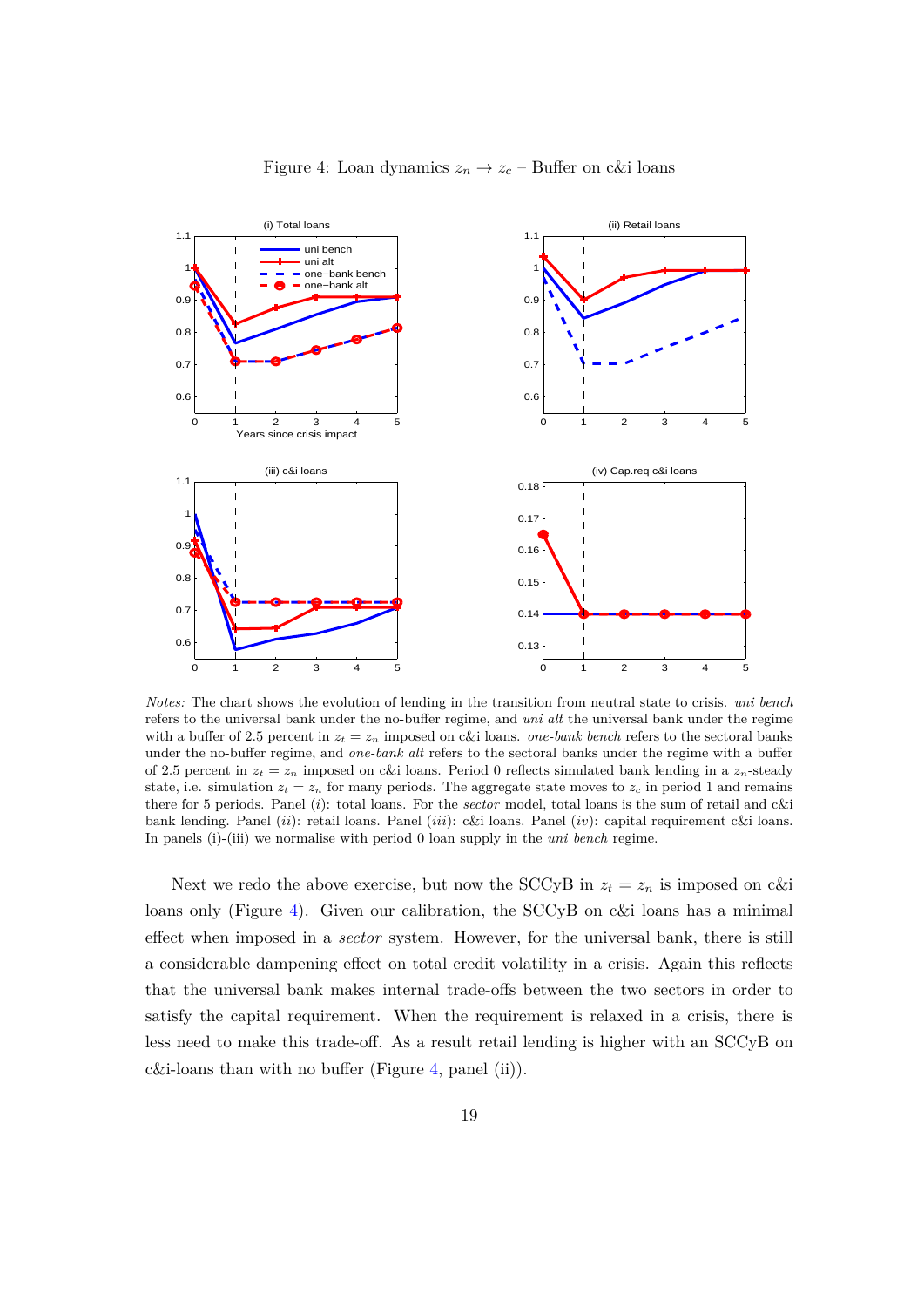Figure 4: Loan dynamics $z_n \rightarrow z_c$ – Buffer on c&i loans

*Notes:* The chart shows the evolution of lending in the transition from neutral state to crisis. *uni bench* refers to the universal bank under the no-buffer regime, and *uni alt* the universal bank under the regime with a buffer of 2.5 percent in $z_t = z_n$ imposed on c&i loans. *one-bank bench* refers to the sectoral banks under the no-buffer regime, and *one-bank alt* refers to the sectoral banks under the regime with a buffer of 2.5 percent in $z_t = z_n$ imposed on c&i loans. Period 0 reflects simulated bank lending in a $z_n$-steady state, i.e. simulation $z_t = z_n$ for many periods. The aggregate state moves to $z_c$ in period 1 and remains there for 5 periods. Panel (*i*): total loans. For the *sector* model, total loans is the sum of retail and c&i bank lending. Panel (*ii*): retail loans. Panel (*iii*): c&i loans. Panel (*iv*): capital requirement c&i loans. In panels (i)-(iii) we normalise with period 0 loan supply in the *uni bench* regime.

Next we redo the above exercise, but now the SCCyB in $z_t = z_n$ is imposed on c&i loans only (Figure 4). Given our calibration, the SCCyB on c&i loans has a minimal effect when imposed in a *sector* system. However, for the universal bank, there is still a considerable dampening effect on total credit volatility in a crisis. Again this reflects that the universal bank makes internal trade-offs between the two sectors in order to satisfy the capital requirement. When the requirement is relaxed in a crisis, there is less need to make this trade-off. As a result retail lending is higher with an SCCyB on c&i-loans than with no buffer (Figure 4, panel (ii)).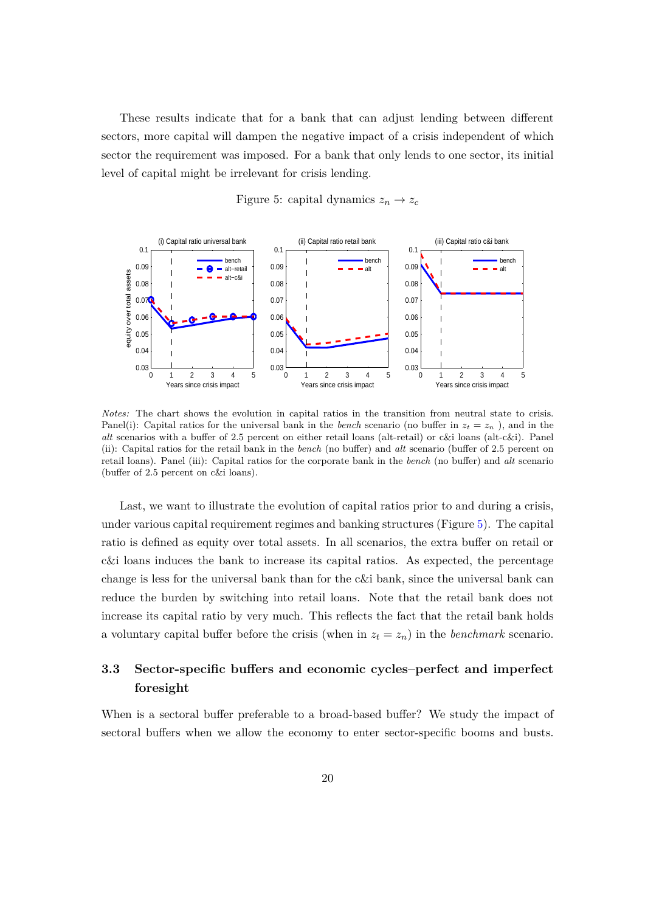These results indicate that for a bank that can adjust lending between different sectors, more capital will dampen the negative impact of a crisis independent of which sector the requirement was imposed. For a bank that only lends to one sector, its initial level of capital might be irrelevant for crisis lending.

Figure 5: capital dynamics $z_n \rightarrow z_c$

*Notes:* The chart shows the evolution in capital ratios in the transition from neutral state to crisis. Panel(i): Capital ratios for the universal bank in the *bench* scenario (no buffer in $z_t = z_n$ ), and in the *alt* scenarios with a buffer of 2.5 percent on either retail loans (alt-retail) or c&i loans (alt-c&i). Panel (ii): Capital ratios for the retail bank in the *bench* (no buffer) and *alt* scenario (buffer of 2.5 percent on retail loans). Panel (iii): Capital ratios for the corporate bank in the *bench* (no buffer) and *alt* scenario (buffer of 2.5 percent on c&i loans).

Last, we want to illustrate the evolution of capital ratios prior to and during a crisis, under various capital requirement regimes and banking structures (Figure 5). The capital ratio is defined as equity over total assets. In all scenarios, the extra buffer on retail or c&i loans induces the bank to increase its capital ratios. As expected, the percentage change is less for the universal bank than for the c&i bank, since the universal bank can reduce the burden by switching into retail loans. Note that the retail bank does not increase its capital ratio by very much. This reflects the fact that the retail bank holds a voluntary capital buffer before the crisis (when in $z_t = z_n$) in the *benchmark* scenario.

## 3.3 Sector-specific buffers and economic cycles–perfect and imperfect foresight

When is a sectoral buffer preferable to a broad-based buffer? We study the impact of sectoral buffers when we allow the economy to enter sector-specific booms and busts.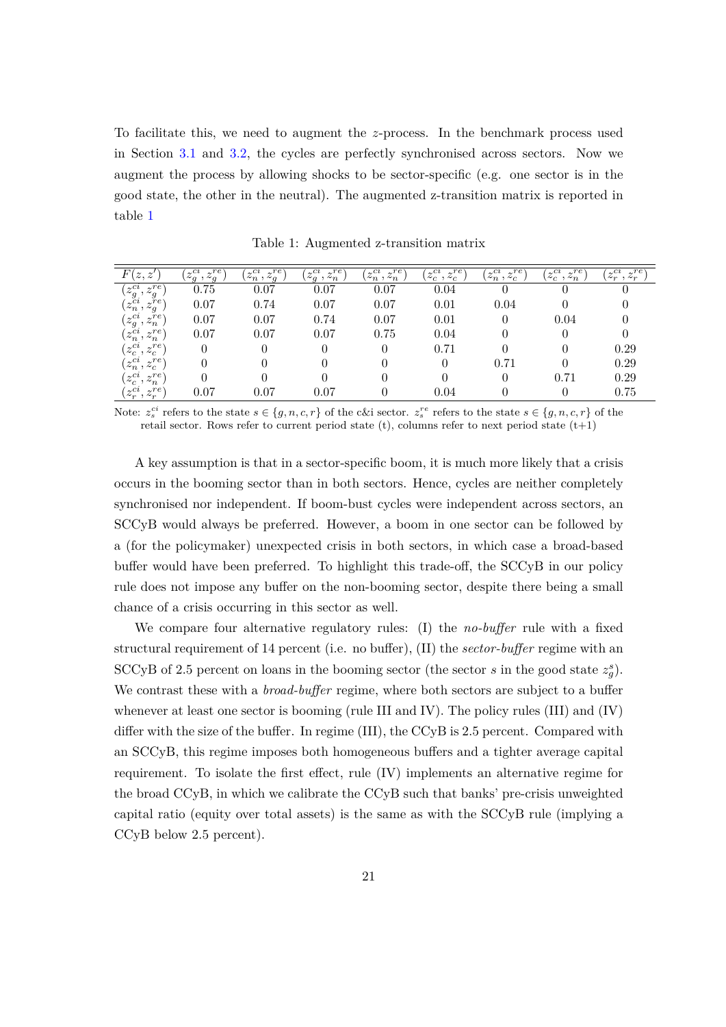To facilitate this, we need to augment the $z$-process. In the benchmark process used in Section 3.1 and 3.2, the cycles are perfectly synchronised across sectors. Now we augment the process by allowing shocks to be sector-specific (e.g. one sector is in the good state, the other in the neutral). The augmented z-transition matrix is reported in table 1

Table 1: Augmented z-transition matrix

| $F(z,z')$ | $(z_g^{ci}, z_g^{re})$ | $(z_n^{ci}, z_g^{re})$ | $(z_g^{ci}, z_n^{re})$ | $(z_n^{ci}, z_n^{re})$ | $(z_c^{ci}, z_c^{re})$ | $(z_n^{ci}, z_c^{re})$ | $(z_c^{ci}, z_n^{re})$ | $(z_r^{ci}, z_r^{re})$ |
|---|---|---|---|---|---|---|---|---|
| $(z_g^{ci}, z_g^{re})$ | 0.75 | 0.07 | 0.07 | 0.07 | 0.04 | 0 | 0 | 0 |
| $(z_n^{ci}, z_g^{re})$ | 0.07 | 0.74 | 0.07 | 0.07 | 0.01 | 0.04 | 0 | 0 |
| $(z_g^{ci}, z_n^{re})$ | 0.07 | 0.07 | 0.74 | 0.07 | 0.01 | 0 | 0.04 | 0 |
| $(z_n^{ci}, z_n^{re})$ | 0.07 | 0.07 | 0.07 | 0.75 | 0.04 | 0 | 0 | 0 |
| $(z_c^{ci}, z_c^{re})$ | 0 | 0 | 0 | 0 | 0.71 | 0 | 0 | 0.29 |
| $(z_n^{ci}, z_c^{re})$ | 0 | 0 | 0 | 0 | 0 | 0.71 | 0 | 0.29 |
| $(z_c^{ci}, z_n^{re})$ | 0 | 0 | 0 | 0 | 0 | 0 | 0.71 | 0.29 |
| $(z_r^{ci}, z_r^{re})$ | 0.07 | 0.07 | 0.07 | 0 | 0.04 | 0 | 0 | 0.75 |

Note: $z_s^{ci}$ refers to the state $s \in \{g, n, c, r\}$ of the c&i sector. $z_s^{re}$ refers to the state $s \in \{g, n, c, r\}$ of the retail sector. Rows refer to current period state (t), columns refer to next period state (t+1)

A key assumption is that in a sector-specific boom, it is much more likely that a crisis occurs in the booming sector than in both sectors. Hence, cycles are neither completely synchronised nor independent. If boom-bust cycles were independent across sectors, an SCCyB would always be preferred. However, a boom in one sector can be followed by a (for the policymaker) unexpected crisis in both sectors, in which case a broad-based buffer would have been preferred. To highlight this trade-off, the SCCyB in our policy rule does not impose any buffer on the non-booming sector, despite there being a small chance of a crisis occurring in this sector as well.

We compare four alternative regulatory rules: (I) the *no-buffer* rule with a fixed structural requirement of 14 percent (i.e. no buffer), (II) the *sector-buffer* regime with an SCCyB of 2.5 percent on loans in the booming sector (the sector $s$ in the good state $z_g^s$). We contrast these with a *broad-buffer* regime, where both sectors are subject to a buffer whenever at least one sector is booming (rule III and IV). The policy rules (III) and (IV) differ with the size of the buffer. In regime (III), the CCyB is 2.5 percent. Compared with an SCCyB, this regime imposes both homogeneous buffers and a tighter average capital requirement. To isolate the first effect, rule (IV) implements an alternative regime for the broad CCyB, in which we calibrate the CCyB such that banks' pre-crisis unweighted capital ratio (equity over total assets) is the same as with the SCCyB rule (implying a CCyB below 2.5 percent).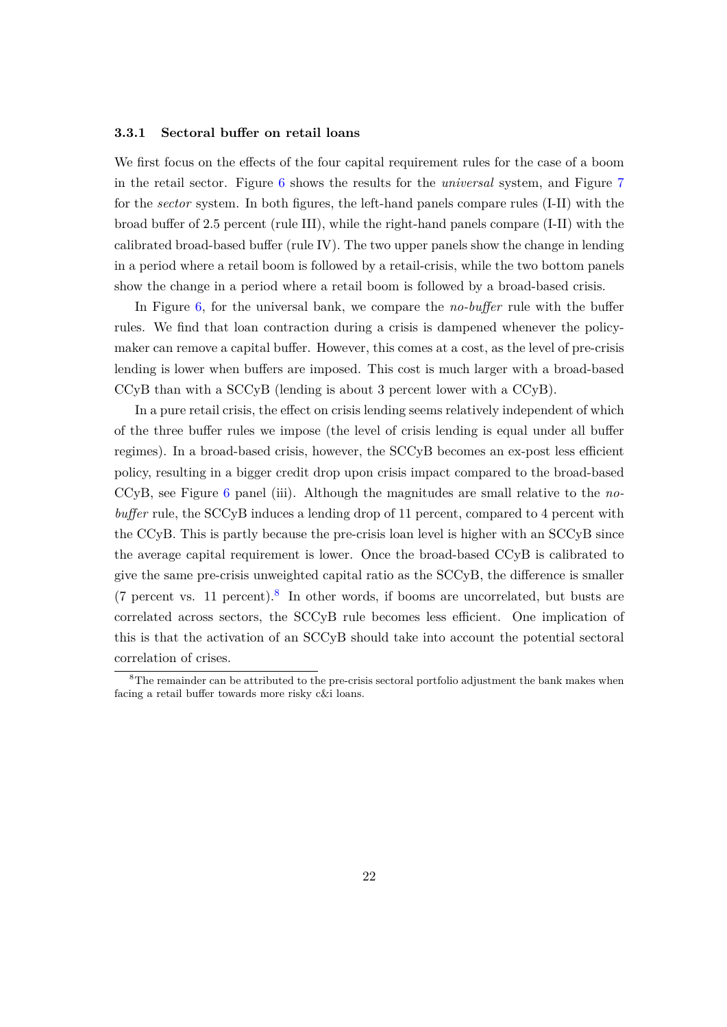### 3.3.1 Sectoral buffer on retail loans

We first focus on the effects of the four capital requirement rules for the case of a boom in the retail sector. Figure 6 shows the results for the *universal* system, and Figure 7 for the *sector* system. In both figures, the left-hand panels compare rules (I-II) with the broad buffer of 2.5 percent (rule III), while the right-hand panels compare (I-II) with the calibrated broad-based buffer (rule IV). The two upper panels show the change in lending in a period where a retail boom is followed by a retail-crisis, while the two bottom panels show the change in a period where a retail boom is followed by a broad-based crisis.

In Figure 6, for the universal bank, we compare the *no-buffer* rule with the buffer rules. We find that loan contraction during a crisis is dampened whenever the policymaker can remove a capital buffer. However, this comes at a cost, as the level of pre-crisis lending is lower when buffers are imposed. This cost is much larger with a broad-based CCyB than with a SCCyB (lending is about 3 percent lower with a CCyB).

In a pure retail crisis, the effect on crisis lending seems relatively independent of which of the three buffer rules we impose (the level of crisis lending is equal under all buffer regimes). In a broad-based crisis, however, the SCCyB becomes an ex-post less efficient policy, resulting in a bigger credit drop upon crisis impact compared to the broad-based CCyB, see Figure 6 panel (iii). Although the magnitudes are small relative to the *no-buffer* rule, the SCCyB induces a lending drop of 11 percent, compared to 4 percent with the CCyB. This is partly because the pre-crisis loan level is higher with an SCCyB since the average capital requirement is lower. Once the broad-based CCyB is calibrated to give the same pre-crisis unweighted capital ratio as the SCCyB, the difference is smaller (7 percent vs. 11 percent).[8] In other words, if booms are uncorrelated, but busts are correlated across sectors, the SCCyB rule becomes less efficient. One implication of this is that the activation of an SCCyB should take into account the potential sectoral correlation of crises.

[8] The remainder can be attributed to the pre-crisis sectoral portfolio adjustment the bank makes when facing a retail buffer towards more risky c&i loans.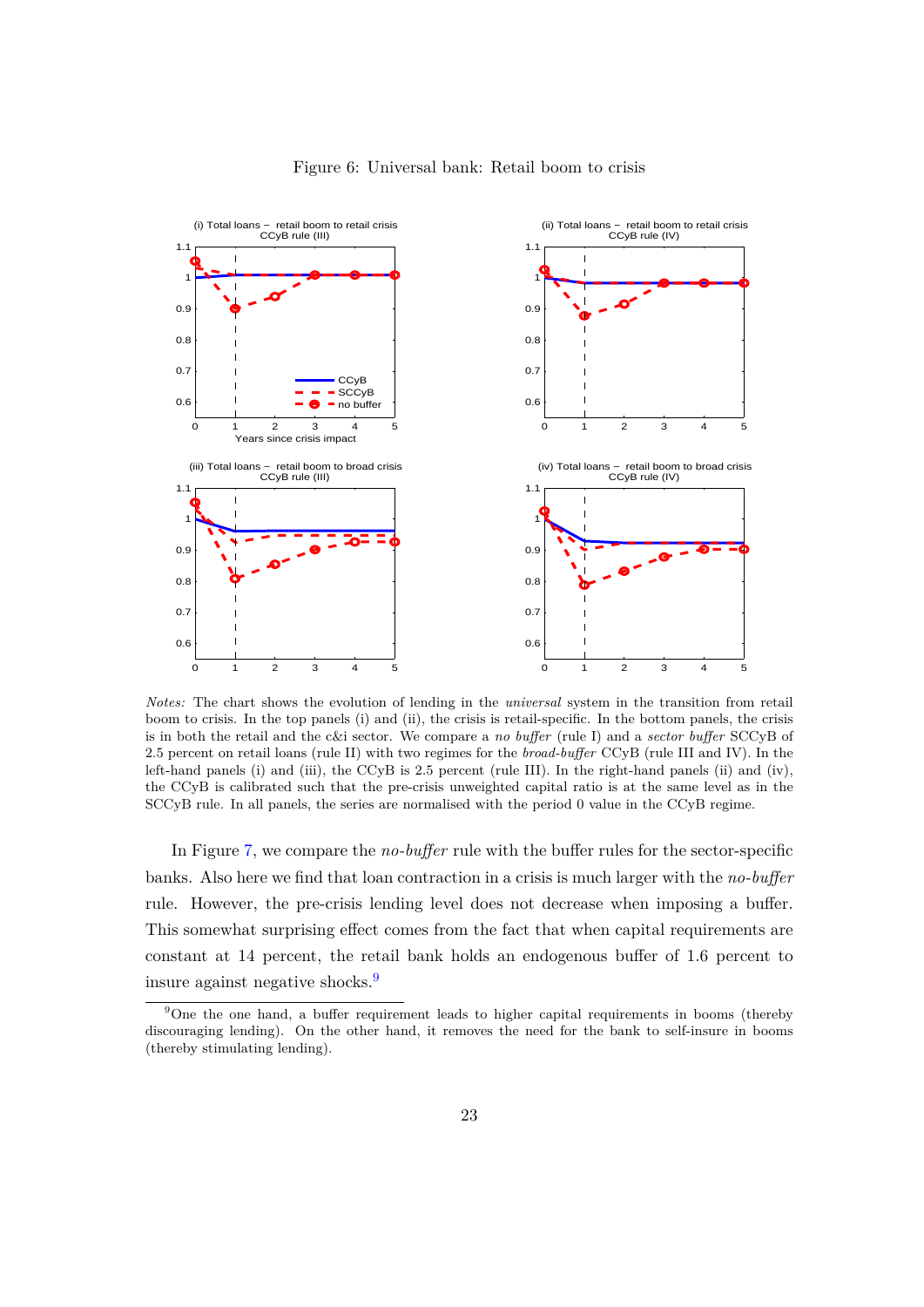Figure 6: Universal bank: Retail boom to crisis

*Notes:* The chart shows the evolution of lending in the *universal* system in the transition from retail boom to crisis. In the top panels (i) and (ii), the crisis is retail-specific. In the bottom panels, the crisis is in both the retail and the c&i sector. We compare a *no buffer* (rule I) and a *sector buffer* SCCyB of 2.5 percent on retail loans (rule II) with two regimes for the *broad-buffer* CCyB (rule III and IV). In the left-hand panels (i) and (iii), the CCyB is 2.5 percent (rule III). In the right-hand panels (ii) and (iv), the CCyB is calibrated such that the pre-crisis unweighted capital ratio is at the same level as in the SCCyB rule. In all panels, the series are normalised with the period 0 value in the CCyB regime.

In Figure 7, we compare the *no-buffer* rule with the buffer rules for the sector-specific banks. Also here we find that loan contraction in a crisis is much larger with the *no-buffer* rule. However, the pre-crisis lending level does not decrease when imposing a buffer. This somewhat surprising effect comes from the fact that when capital requirements are constant at 14 percent, the retail bank holds an endogenous buffer of 1.6 percent to insure against negative shocks.[9]

[9] One the one hand, a buffer requirement leads to higher capital requirements in booms (thereby discouraging lending). On the other hand, it removes the need for the bank to self-insure in booms (thereby stimulating lending).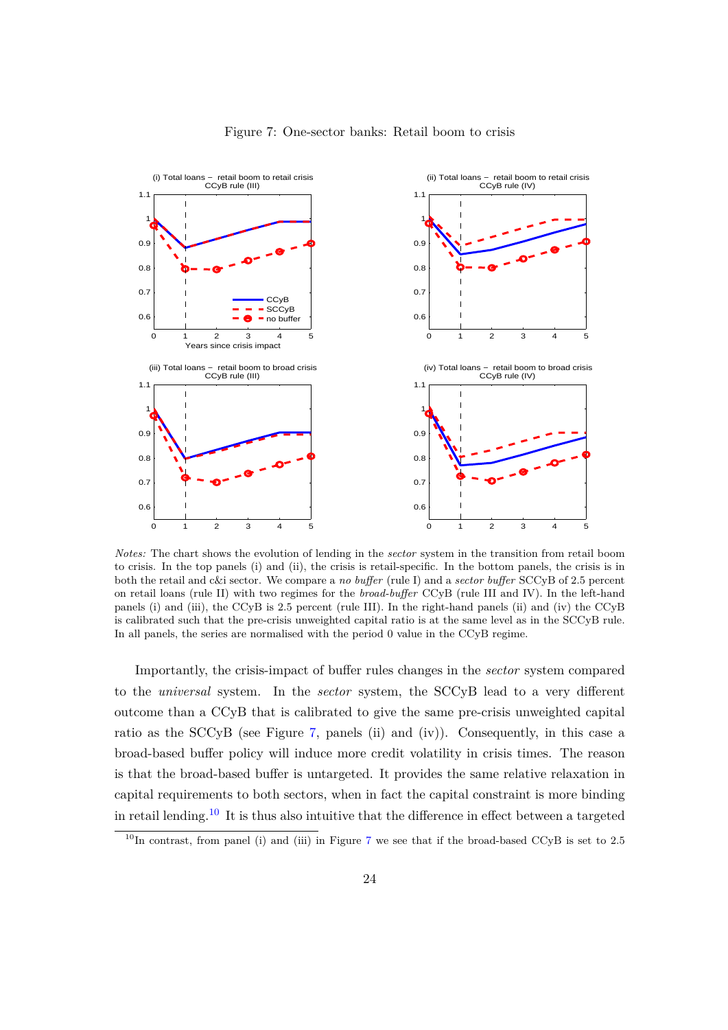Figure 7: One-sector banks: Retail boom to crisis

*Notes:* The chart shows the evolution of lending in the *sector* system in the transition from retail boom to crisis. In the top panels (i) and (ii), the crisis is retail-specific. In the bottom panels, the crisis is in both the retail and c&i sector. We compare a *no buffer* (rule I) and a *sector buffer* SCCyB of 2.5 percent on retail loans (rule II) with two regimes for the *broad-buffer* CCyB (rule III and IV). In the left-hand panels (i) and (iii), the CCyB is 2.5 percent (rule III). In the right-hand panels (ii) and (iv) the CCyB is calibrated such that the pre-crisis unweighted capital ratio is at the same level as in the SCCyB rule. In all panels, the series are normalised with the period 0 value in the CCyB regime.

Importantly, the crisis-impact of buffer rules changes in the *sector* system compared to the *universal* system. In the *sector* system, the SCCyB lead to a very different outcome than a CCyB that is calibrated to give the same pre-crisis unweighted capital ratio as the SCCyB (see Figure 7, panels (ii) and (iv)). Consequently, in this case a broad-based buffer policy will induce more credit volatility in crisis times. The reason is that the broad-based buffer is untargeted. It provides the same relative relaxation in capital requirements to both sectors, when in fact the capital constraint is more binding in retail lending.[10] It is thus also intuitive that the difference in effect between a targeted

[10] In contrast, from panel (i) and (iii) in Figure 7 we see that if the broad-based CCyB is set to 2.5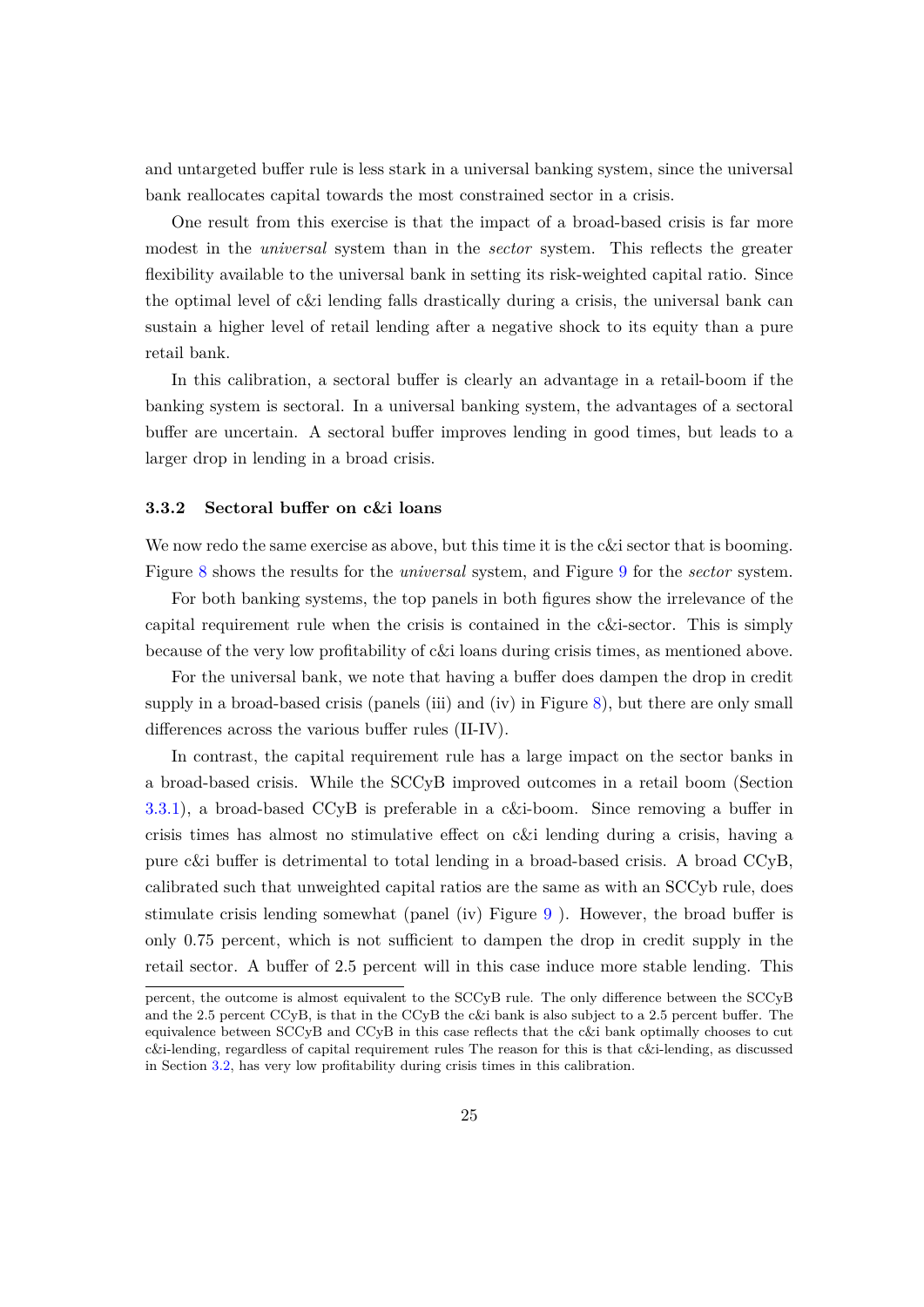and untargeted buffer rule is less stark in a universal banking system, since the universal bank reallocates capital towards the most constrained sector in a crisis.

One result from this exercise is that the impact of a broad-based crisis is far more modest in the *universal* system than in the *sector* system. This reflects the greater flexibility available to the universal bank in setting its risk-weighted capital ratio. Since the optimal level of c&i lending falls drastically during a crisis, the universal bank can sustain a higher level of retail lending after a negative shock to its equity than a pure retail bank.

In this calibration, a sectoral buffer is clearly an advantage in a retail-boom if the banking system is sectoral. In a universal banking system, the advantages of a sectoral buffer are uncertain. A sectoral buffer improves lending in good times, but leads to a larger drop in lending in a broad crisis.

### 3.3.2 Sectoral buffer on c&i loans

We now redo the same exercise as above, but this time it is the c&i sector that is booming. Figure 8 shows the results for the *universal* system, and Figure 9 for the *sector* system.

For both banking systems, the top panels in both figures show the irrelevance of the capital requirement rule when the crisis is contained in the c&i-sector. This is simply because of the very low profitability of c&i loans during crisis times, as mentioned above.

For the universal bank, we note that having a buffer does dampen the drop in credit supply in a broad-based crisis (panels (iii) and (iv) in Figure 8), but there are only small differences across the various buffer rules (II-IV).

In contrast, the capital requirement rule has a large impact on the sector banks in a broad-based crisis. While the SCCyB improved outcomes in a retail boom (Section 3.3.1), a broad-based CCyB is preferable in a c&i-boom. Since removing a buffer in crisis times has almost no stimulative effect on c&i lending during a crisis, having a pure c&i buffer is detrimental to total lending in a broad-based crisis. A broad CCyB, calibrated such that unweighted capital ratios are the same as with an SCCyb rule, does stimulate crisis lending somewhat (panel (iv) Figure 9 ). However, the broad buffer is only 0.75 percent, which is not sufficient to dampen the drop in credit supply in the retail sector. A buffer of 2.5 percent will in this case induce more stable lending. This

percent, the outcome is almost equivalent to the SCCyB rule. The only difference between the SCCyB and the 2.5 percent CCyB, is that in the CCyB the c&i bank is also subject to a 2.5 percent buffer. The equivalence between SCCyB and CCyB in this case reflects that the c&i bank optimally chooses to cut c&i-lending, regardless of capital requirement rules The reason for this is that c&i-lending, as discussed in Section 3.2, has very low profitability during crisis times in this calibration.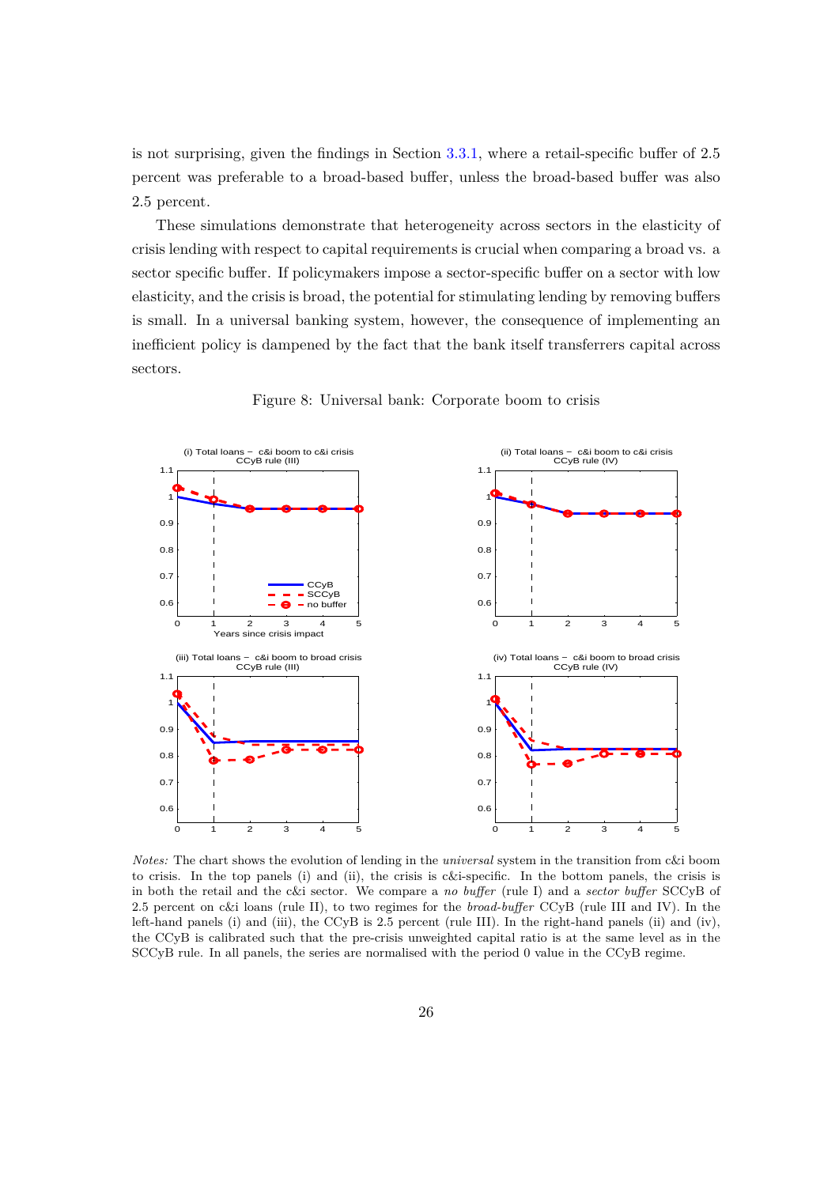is not surprising, given the findings in Section 3.3.1, where a retail-specific buffer of 2.5 percent was preferable to a broad-based buffer, unless the broad-based buffer was also 2.5 percent.

These simulations demonstrate that heterogeneity across sectors in the elasticity of crisis lending with respect to capital requirements is crucial when comparing a broad vs. a sector specific buffer. If policymakers impose a sector-specific buffer on a sector with low elasticity, and the crisis is broad, the potential for stimulating lending by removing buffers is small. In a universal banking system, however, the consequence of implementing an inefficient policy is dampened by the fact that the bank itself transferrers capital across sectors.

Figure 8: Universal bank: Corporate boom to crisis

*Notes:* The chart shows the evolution of lending in the *universal* system in the transition from c&i boom to crisis. In the top panels (i) and (ii), the crisis is c&i-specific. In the bottom panels, the crisis is in both the retail and the c&i sector. We compare a *no buffer* (rule I) and a *sector buffer* SCCyB of 2.5 percent on c&i loans (rule II), to two regimes for the *broad-buffer* CCyB (rule III and IV). In the left-hand panels (i) and (iii), the CCyB is 2.5 percent (rule III). In the right-hand panels (ii) and (iv), the CCyB is calibrated such that the pre-crisis unweighted capital ratio is at the same level as in the SCCyB rule. In all panels, the series are normalised with the period 0 value in the CCyB regime.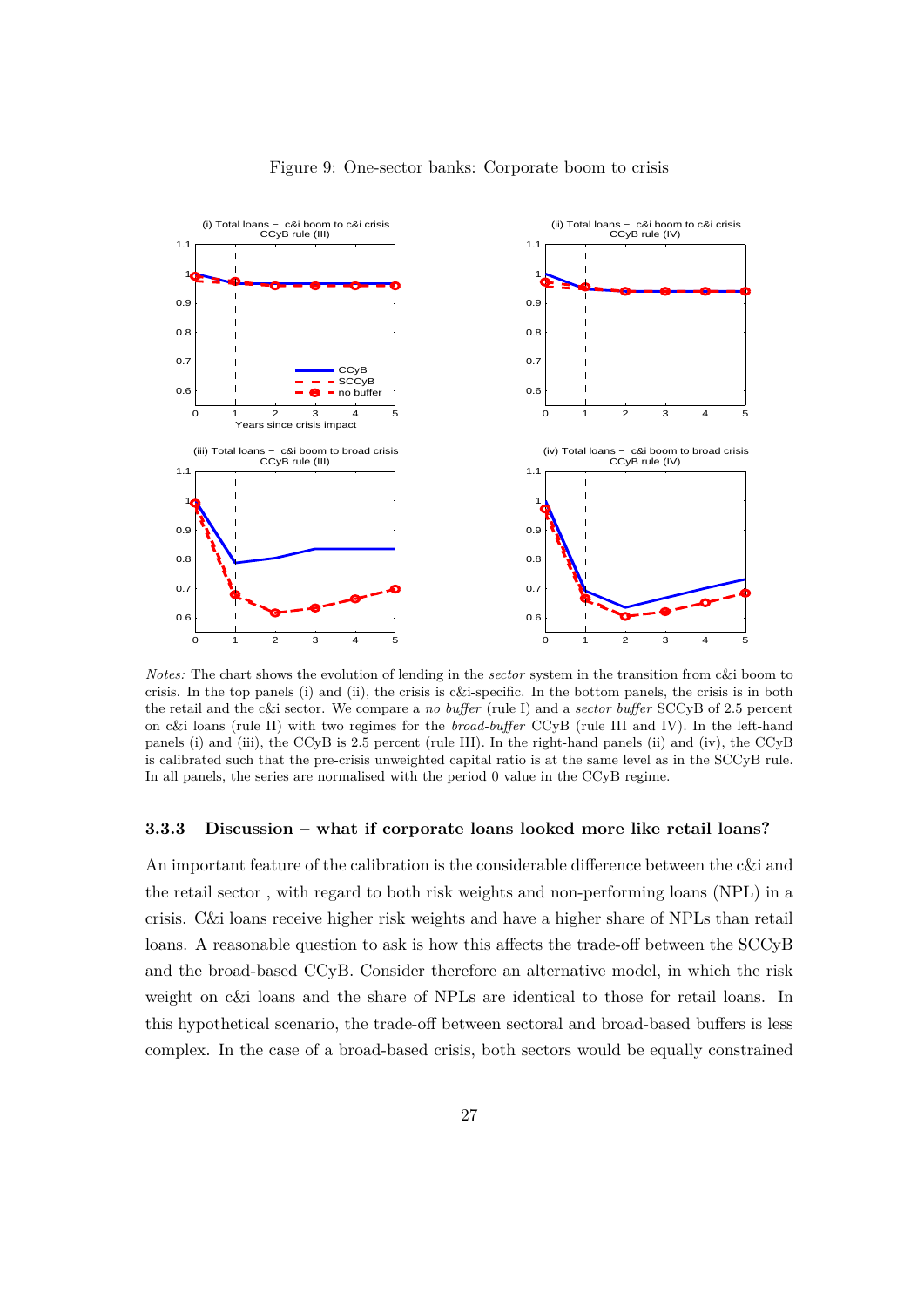Figure 9: One-sector banks: Corporate boom to crisis

*Notes:* The chart shows the evolution of lending in the *sector* system in the transition from c&i boom to crisis. In the top panels (i) and (ii), the crisis is c&i-specific. In the bottom panels, the crisis is in both the retail and the c&i sector. We compare a *no buffer* (rule I) and a *sector buffer* SCCyB of 2.5 percent on c&i loans (rule II) with two regimes for the *broad-buffer* CCyB (rule III and IV). In the left-hand panels (i) and (iii), the CCyB is 2.5 percent (rule III). In the right-hand panels (ii) and (iv), the CCyB is calibrated such that the pre-crisis unweighted capital ratio is at the same level as in the SCCyB rule. In all panels, the series are normalised with the period 0 value in the CCyB regime.

### 3.3.3 Discussion – what if corporate loans looked more like retail loans?

An important feature of the calibration is the considerable difference between the c&i and the retail sector , with regard to both risk weights and non-performing loans (NPL) in a crisis. C&i loans receive higher risk weights and have a higher share of NPLs than retail loans. A reasonable question to ask is how this affects the trade-off between the SCCyB and the broad-based CCyB. Consider therefore an alternative model, in which the risk weight on c&i loans and the share of NPLs are identical to those for retail loans. In this hypothetical scenario, the trade-off between sectoral and broad-based buffers is less complex. In the case of a broad-based crisis, both sectors would be equally constrained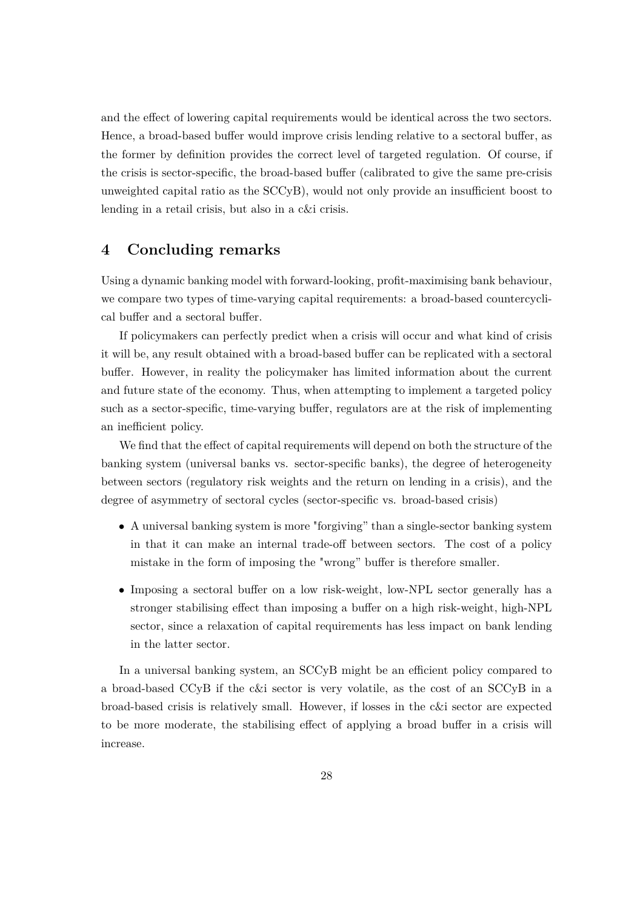and the effect of lowering capital requirements would be identical across the two sectors. Hence, a broad-based buffer would improve crisis lending relative to a sectoral buffer, as the former by definition provides the correct level of targeted regulation. Of course, if the crisis is sector-specific, the broad-based buffer (calibrated to give the same pre-crisis unweighted capital ratio as the SCCyB), would not only provide an insufficient boost to lending in a retail crisis, but also in a c&i crisis.

## 4 Concluding remarks

Using a dynamic banking model with forward-looking, profit-maximising bank behaviour, we compare two types of time-varying capital requirements: a broad-based countercyclical buffer and a sectoral buffer.

If policymakers can perfectly predict when a crisis will occur and what kind of crisis it will be, any result obtained with a broad-based buffer can be replicated with a sectoral buffer. However, in reality the policymaker has limited information about the current and future state of the economy. Thus, when attempting to implement a targeted policy such as a sector-specific, time-varying buffer, regulators are at the risk of implementing an inefficient policy.

We find that the effect of capital requirements will depend on both the structure of the banking system (universal banks vs. sector-specific banks), the degree of heterogeneity between sectors (regulatory risk weights and the return on lending in a crisis), and the degree of asymmetry of sectoral cycles (sector-specific vs. broad-based crisis)

- A universal banking system is more "forgiving" than a single-sector banking system in that it can make an internal trade-off between sectors. The cost of a policy mistake in the form of imposing the "wrong" buffer is therefore smaller.
- Imposing a sectoral buffer on a low risk-weight, low-NPL sector generally has a stronger stabilising effect than imposing a buffer on a high risk-weight, high-NPL sector, since a relaxation of capital requirements has less impact on bank lending in the latter sector.

In a universal banking system, an SCCyB might be an efficient policy compared to a broad-based CCyB if the c&i sector is very volatile, as the cost of an SCCyB in a broad-based crisis is relatively small. However, if losses in the c&i sector are expected to be more moderate, the stabilising effect of applying a broad buffer in a crisis will increase.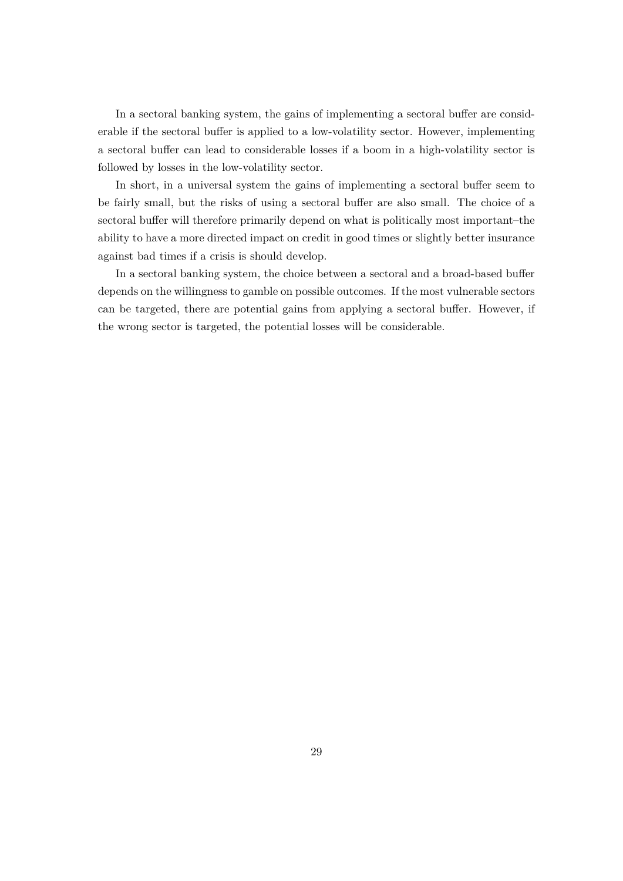In a sectoral banking system, the gains of implementing a sectoral buffer are considerable if the sectoral buffer is applied to a low-volatility sector. However, implementing a sectoral buffer can lead to considerable losses if a boom in a high-volatility sector is followed by losses in the low-volatility sector.

In short, in a universal system the gains of implementing a sectoral buffer seem to be fairly small, but the risks of using a sectoral buffer are also small. The choice of a sectoral buffer will therefore primarily depend on what is politically most important–the ability to have a more directed impact on credit in good times or slightly better insurance against bad times if a crisis is should develop.

In a sectoral banking system, the choice between a sectoral and a broad-based buffer depends on the willingness to gamble on possible outcomes. If the most vulnerable sectors can be targeted, there are potential gains from applying a sectoral buffer. However, if the wrong sector is targeted, the potential losses will be considerable.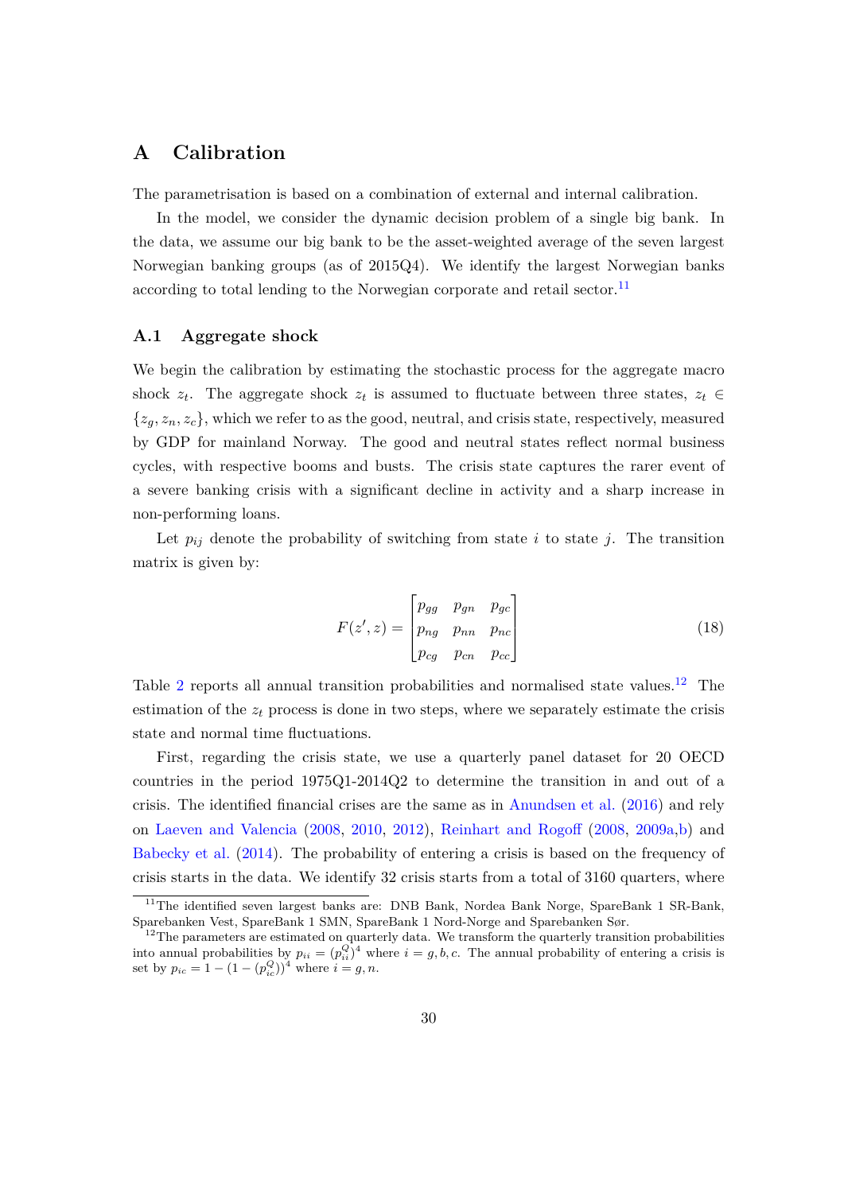# A Calibration

The parametrisation is based on a combination of external and internal calibration.

In the model, we consider the dynamic decision problem of a single big bank. In the data, we assume our big bank to be the asset-weighted average of the seven largest Norwegian banking groups (as of 2015Q4). We identify the largest Norwegian banks according to total lending to the Norwegian corporate and retail sector.[11]

## A.1 Aggregate shock

We begin the calibration by estimating the stochastic process for the aggregate macro shock $z_t$. The aggregate shock $z_t$ is assumed to fluctuate between three states, $z_t \in \{z_g, z_n, z_c\}$, which we refer to as the good, neutral, and crisis state, respectively, measured by GDP for mainland Norway. The good and neutral states reflect normal business cycles, with respective booms and busts. The crisis state captures the rarer event of a severe banking crisis with a significant decline in activity and a sharp increase in non-performing loans.

Let $p_{ij}$ denote the probability of switching from state $i$ to state $j$. The transition matrix is given by:

$$F(z', z) = \begin{bmatrix} p_{gg} & p_{gn} & p_{gc} \\ p_{ng} & p_{nn} & p_{nc} \\ p_{cg} & p_{cn} & p_{cc} \end{bmatrix} \tag{18}$$

Table 2 reports all annual transition probabilities and normalised state values.[12] The estimation of the $z_t$ process is done in two steps, where we separately estimate the crisis state and normal time fluctuations.

First, regarding the crisis state, we use a quarterly panel dataset for 20 OECD countries in the period 1975Q1-2014Q2 to determine the transition in and out of a crisis. The identified financial crises are the same as in Anundsen et al. (2016) and rely on Laeven and Valencia (2008, 2010, 2012), Reinhart and Rogoff (2008, 2009a,b) and Babecky et al. (2014). The probability of entering a crisis is based on the frequency of crisis starts in the data. We identify 32 crisis starts from a total of 3160 quarters, where

[11] The identified seven largest banks are: DNB Bank, Nordea Bank Norge, SpareBank 1 SR-Bank, Sparebanken Vest, SpareBank 1 SMN, SpareBank 1 Nord-Norge and Sparebanken Sør.

[12] The parameters are estimated on quarterly data. We transform the quarterly transition probabilities into annual probabilities by $p_{ii} = (p_{ii}^Q)^4$ where $i = g, b, c$. The annual probability of entering a crisis is set by $p_{ic} = 1 - (1 - (p_{ic}^Q))^4$ where $i = g, n$.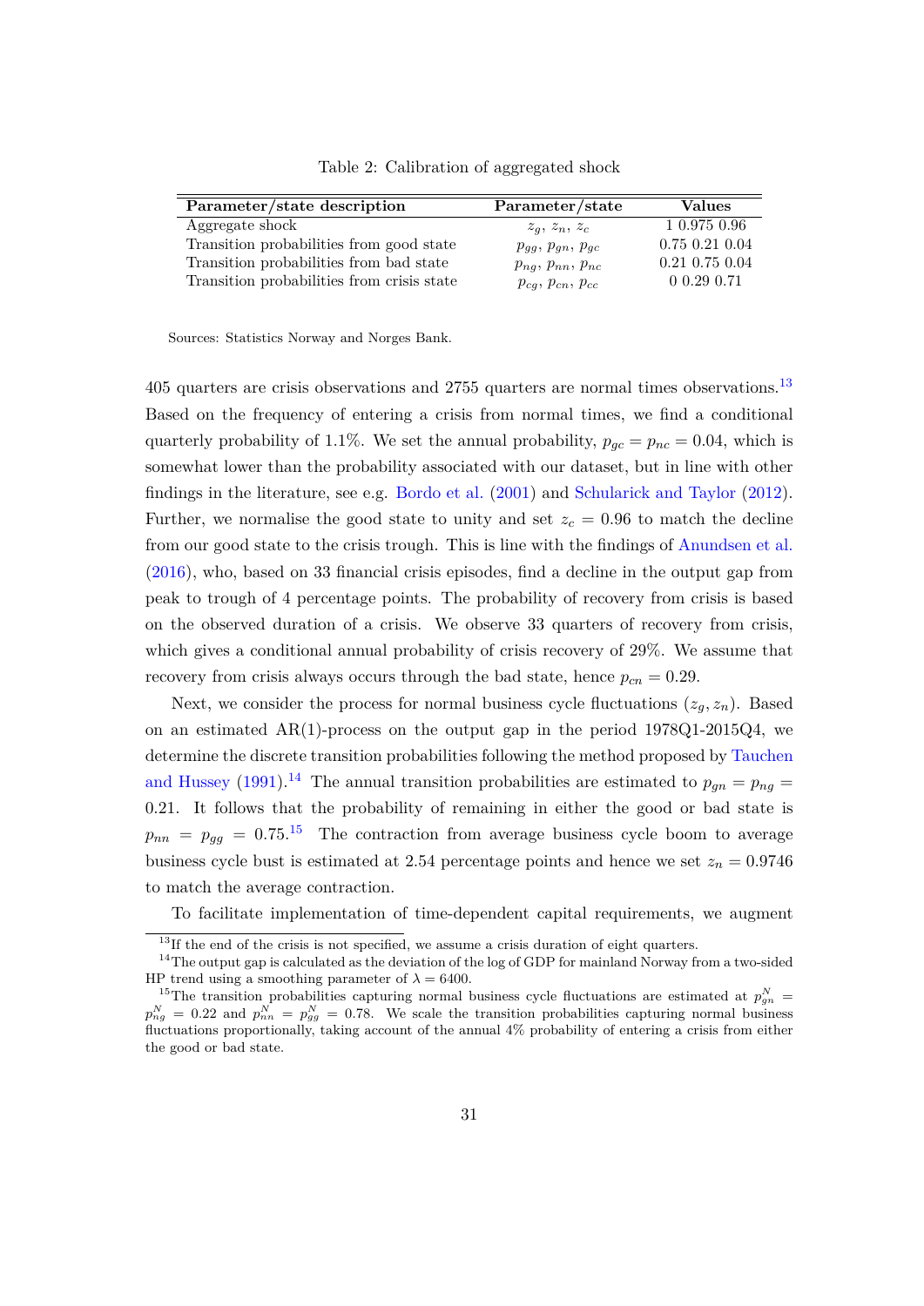Table 2: Calibration of aggregated shock

| Parameter/state description | Parameter/state | Values |
|---|---|---|
| Aggregate shock | $z_g$, $z_n$, $z_c$ | 1 0.975 0.96 |
| Transition probabilities from good state | $p_{gg}$, $p_{gn}$, $p_{gc}$ | 0.75 0.21 0.04 |
| Transition probabilities from bad state | $p_{ng}$, $p_{nn}$, $p_{nc}$ | 0.21 0.75 0.04 |
| Transition probabilities from crisis state | $p_{cg}$, $p_{cn}$, $p_{cc}$ | 0 0.29 0.71 |

Sources: Statistics Norway and Norges Bank.

405 quarters are crisis observations and 2755 quarters are normal times observations.[13] Based on the frequency of entering a crisis from normal times, we find a conditional quarterly probability of 1.1%. We set the annual probability, $p_{gc} = p_{nc} = 0.04$, which is somewhat lower than the probability associated with our dataset, but in line with other findings in the literature, see e.g. Bordo et al. (2001) and Schularick and Taylor (2012). Further, we normalise the good state to unity and set $z_c = 0.96$ to match the decline from our good state to the crisis trough. This is line with the findings of Anundsen et al. (2016), who, based on 33 financial crisis episodes, find a decline in the output gap from peak to trough of 4 percentage points. The probability of recovery from crisis is based on the observed duration of a crisis. We observe 33 quarters of recovery from crisis, which gives a conditional annual probability of crisis recovery of 29%. We assume that recovery from crisis always occurs through the bad state, hence $p_{cn} = 0.29$.

Next, we consider the process for normal business cycle fluctuations $(z_g, z_n)$. Based on an estimated AR(1)-process on the output gap in the period 1978Q1-2015Q4, we determine the discrete transition probabilities following the method proposed by Tauchen and Hussey (1991).[14] The annual transition probabilities are estimated to $p_{gn} = p_{ng} = 0.21$. It follows that the probability of remaining in either the good or bad state is $p_{nn} = p_{gg} = 0.75$.[15] The contraction from average business cycle boom to average business cycle bust is estimated at 2.54 percentage points and hence we set $z_n = 0.9746$ to match the average contraction.

To facilitate implementation of time-dependent capital requirements, we augment

[13] If the end of the crisis is not specified, we assume a crisis duration of eight quarters.

[14] The output gap is calculated as the deviation of the log of GDP for mainland Norway from a two-sided HP trend using a smoothing parameter of $\lambda = 6400$.

[15] The transition probabilities capturing normal business cycle fluctuations are estimated at $p^N_{gn} = p^N_{ng} = 0.22$ and $p^N_{nn} = p^N_{gg} = 0.78$. We scale the transition probabilities capturing normal business fluctuations proportionally, taking account of the annual 4% probability of entering a crisis from either the good or bad state.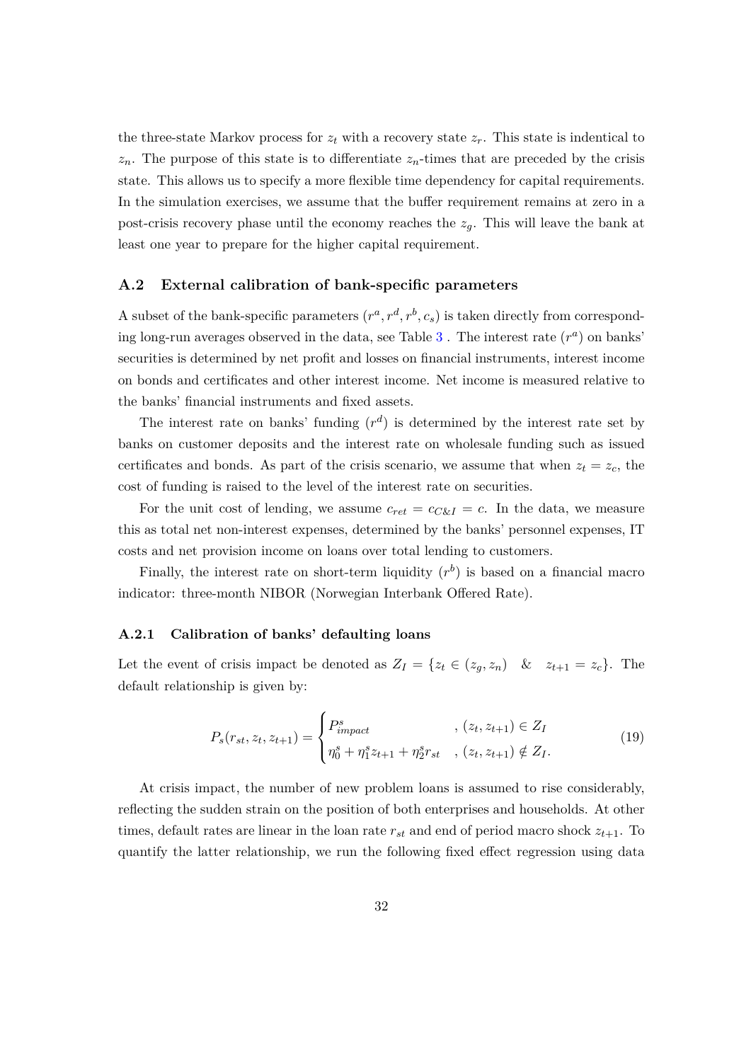the three-state Markov process for $z_t$ with a recovery state $z_r$. This state is indentical to $z_n$. The purpose of this state is to differentiate $z_n$-times that are preceded by the crisis state. This allows us to specify a more flexible time dependency for capital requirements. In the simulation exercises, we assume that the buffer requirement remains at zero in a post-crisis recovery phase until the economy reaches the $z_g$. This will leave the bank at least one year to prepare for the higher capital requirement.

## A.2 External calibration of bank-specific parameters

A subset of the bank-specific parameters ($r^a, r^d, r^b, c_s$) is taken directly from corresponding long-run averages observed in the data, see Table 3 . The interest rate ($r^a$) on banks' securities is determined by net profit and losses on financial instruments, interest income on bonds and certificates and other interest income. Net income is measured relative to the banks' financial instruments and fixed assets.

The interest rate on banks' funding ($r^d$) is determined by the interest rate set by banks on customer deposits and the interest rate on wholesale funding such as issued certificates and bonds. As part of the crisis scenario, we assume that when $z_t = z_c$, the cost of funding is raised to the level of the interest rate on securities.

For the unit cost of lending, we assume $c_{ret} = c_{C\&I} = c$. In the data, we measure this as total net non-interest expenses, determined by the banks' personnel expenses, IT costs and net provision income on loans over total lending to customers.

Finally, the interest rate on short-term liquidity ($r^b$) is based on a financial macro indicator: three-month NIBOR (Norwegian Interbank Offered Rate).

### A.2.1 Calibration of banks' defaulting loans

Let the event of crisis impact be denoted as $Z_I = \{z_t \in (z_g, z_n) \quad \& \quad z_{t+1} = z_c\}$. The default relationship is given by:

$$P_s(r_{st}, z_t, z_{t+1}) = \begin{cases} P^s_{impact} & , (z_t, z_{t+1}) \in Z_I \\ \eta^s_0 + \eta^s_1 z_{t+1} + \eta^s_2 r_{st} & , (z_t, z_{t+1}) \notin Z_I. \end{cases} \tag{19}$$

At crisis impact, the number of new problem loans is assumed to rise considerably, reflecting the sudden strain on the position of both enterprises and households. At other times, default rates are linear in the loan rate $r_{st}$ and end of period macro shock $z_{t+1}$. To quantify the latter relationship, we run the following fixed effect regression using data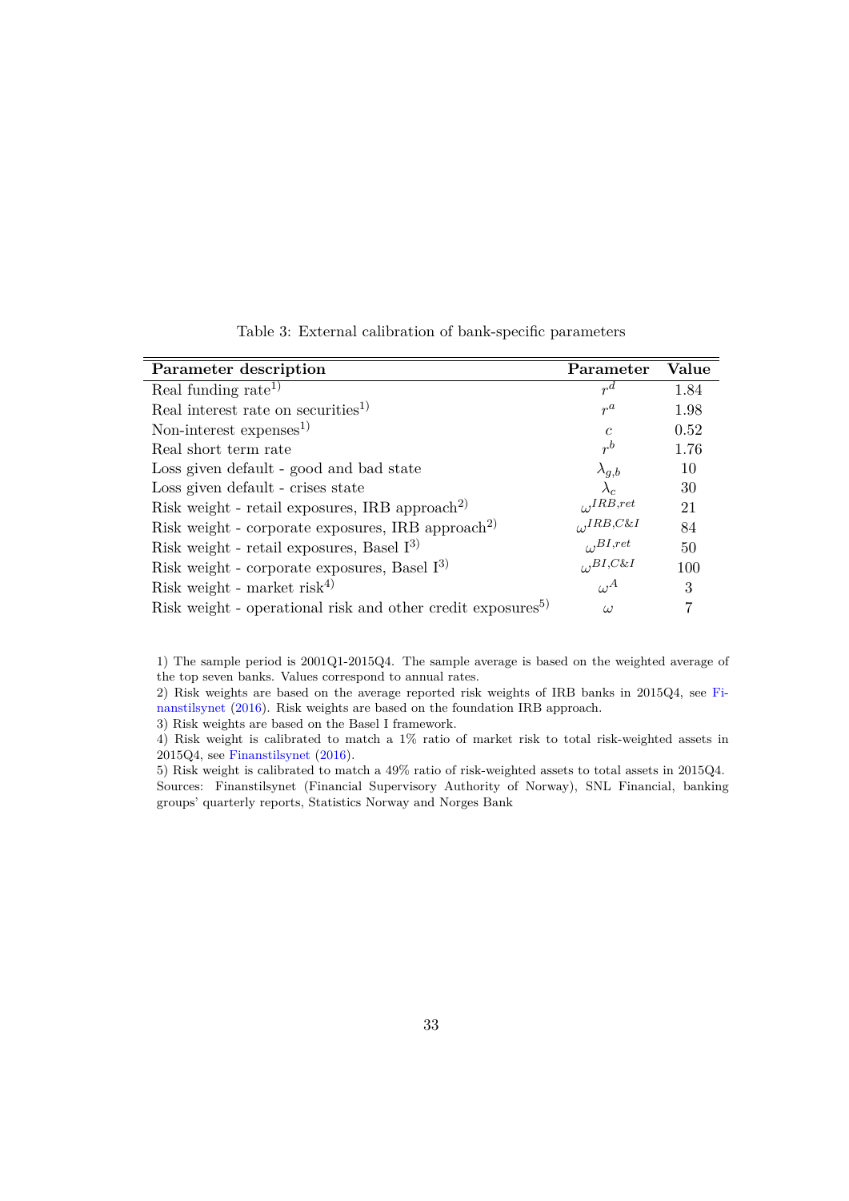Table 3: External calibration of bank-specific parameters

| Parameter description | Parameter | Value |
|---|---|---|
| Real funding rate[1)] | $r^d$ | 1.84 |
| Real interest rate on securities[1)] | $r^a$ | 1.98 |
| Non-interest expenses[1)] | $c$ | 0.52 |
| Real short term rate | $r^b$ | 1.76 |
| Loss given default - good and bad state | $\lambda_{g,b}$ | 10 |
| Loss given default - crises state | $\lambda_c$ | 30 |
| Risk weight - retail exposures, IRB approach[2)] | $\omega^{IRB,ret}$ | 21 |
| Risk weight - corporate exposures, IRB approach[2)] | $\omega^{IRB,C\&I}$ | 84 |
| Risk weight - retail exposures, Basel I[3)] | $\omega^{BI,ret}$ | 50 |
| Risk weight - corporate exposures, Basel I[3)] | $\omega^{BI,C\&I}$ | 100 |
| Risk weight - market risk[4)] | $\omega^A$ | 3 |
| Risk weight - operational risk and other credit exposures[5)] | $\omega$ | 7 |

1) The sample period is 2001Q1-2015Q4. The sample average is based on the weighted average of the top seven banks. Values correspond to annual rates.
2) Risk weights are based on the average reported risk weights of IRB banks in 2015Q4, see Finanstilsynet (2016). Risk weights are based on the foundation IRB approach.
3) Risk weights are based on the Basel I framework.
4) Risk weight is calibrated to match a 1% ratio of market risk to total risk-weighted assets in 2015Q4, see Finanstilsynet (2016).
5) Risk weight is calibrated to match a 49% ratio of risk-weighted assets to total assets in 2015Q4.
Sources: Finanstilsynet (Financial Supervisory Authority of Norway), SNL Financial, banking groups' quarterly reports, Statistics Norway and Norges Bank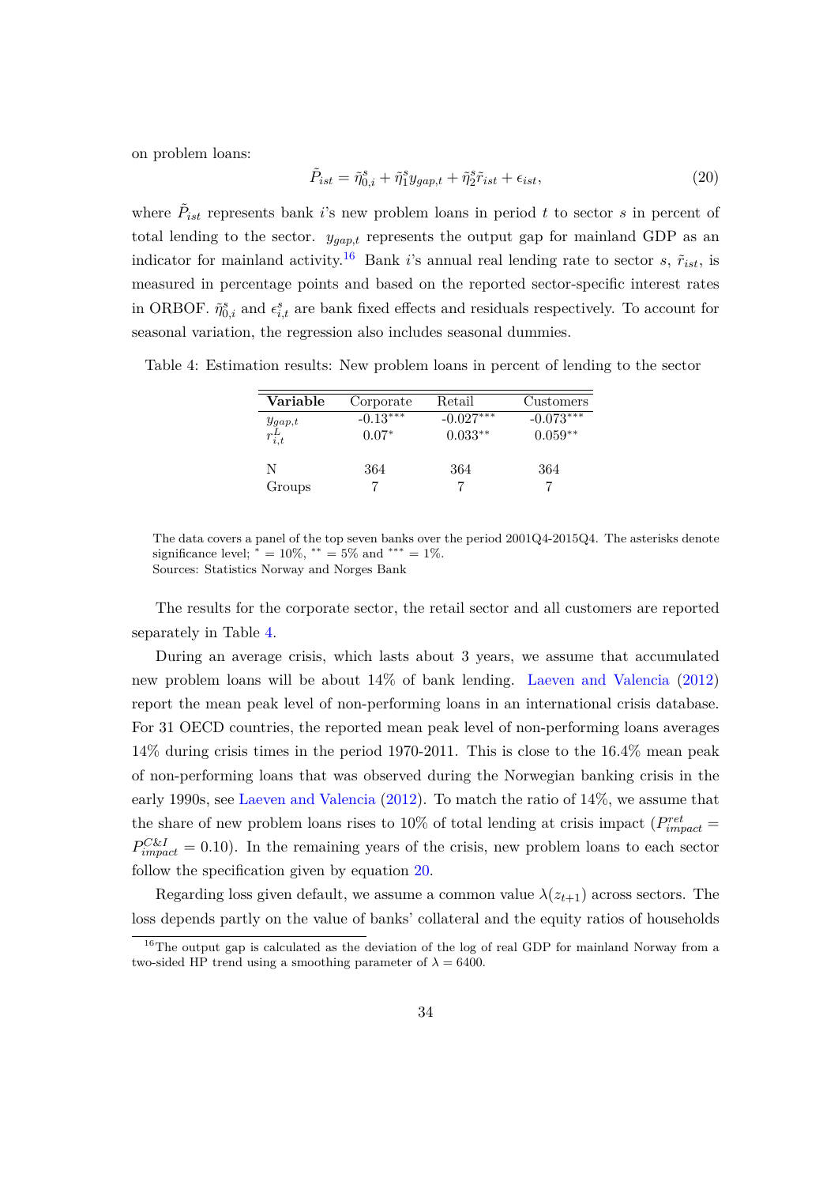on problem loans:

$$\tilde{P}_{ist} = \tilde{\eta}_{0,i}^{s} + \tilde{\eta}_{1}^{s} y_{gap,t} + \tilde{\eta}_{2}^{s} \tilde{r}_{ist} + \epsilon_{ist}, \tag{20}$$

where $\tilde{P}_{ist}$ represents bank $i$'s new problem loans in period $t$ to sector $s$ in percent of total lending to the sector. $y_{gap,t}$ represents the output gap for mainland GDP as an indicator for mainland activity.[16] Bank $i$'s annual real lending rate to sector $s$, $\tilde{r}_{ist}$, is measured in percentage points and based on the reported sector-specific interest rates in ORBOF. $\tilde{\eta}_{0,i}^{s}$ and $\epsilon_{i,t}^{s}$ are bank fixed effects and residuals respectively. To account for seasonal variation, the regression also includes seasonal dummies.

Table 4: Estimation results: New problem loans in percent of lending to the sector

| **Variable** | Corporate | Retail | Customers |
|---|---|---|---|
| $y_{gap,t}$ | -0.13*** | -0.027*** | -0.073*** |
| $r_{i,t}^{L}$ | 0.07* | 0.033** | 0.059** |
| | | | |
| N | 364 | 364 | 364 |
| Groups | 7 | 7 | 7 |

The data covers a panel of the top seven banks over the period 2001Q4-2015Q4. The asterisks denote significance level; * = 10%, ** = 5% and *** = 1%.
Sources: Statistics Norway and Norges Bank

The results for the corporate sector, the retail sector and all customers are reported separately in Table 4.

During an average crisis, which lasts about 3 years, we assume that accumulated new problem loans will be about 14% of bank lending. Laeven and Valencia (2012) report the mean peak level of non-performing loans in an international crisis database. For 31 OECD countries, the reported mean peak level of non-performing loans averages 14% during crisis times in the period 1970-2011. This is close to the 16.4% mean peak of non-performing loans that was observed during the Norwegian banking crisis in the early 1990s, see Laeven and Valencia (2012). To match the ratio of 14%, we assume that the share of new problem loans rises to 10% of total lending at crisis impact ($P_{impact}^{ret} = P_{impact}^{C\&I} = 0.10$). In the remaining years of the crisis, new problem loans to each sector follow the specification given by equation 20.

Regarding loss given default, we assume a common value $\lambda(z_{t+1})$ across sectors. The loss depends partly on the value of banks' collateral and the equity ratios of households

[16] The output gap is calculated as the deviation of the log of real GDP for mainland Norway from a two-sided HP trend using a smoothing parameter of $\lambda = 6400$.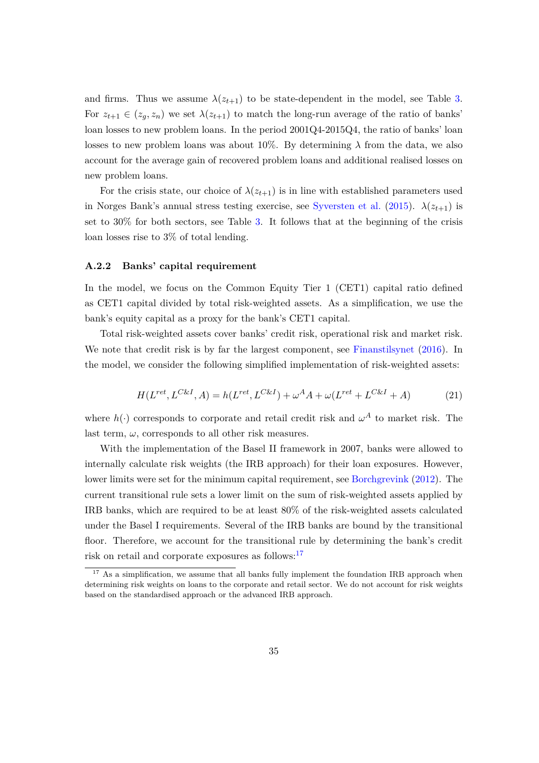and firms. Thus we assume $\lambda(z_{t+1})$ to be state-dependent in the model, see Table 3. For $z_{t+1} \in (z_g, z_n)$ we set $\lambda(z_{t+1})$ to match the long-run average of the ratio of banks' loan losses to new problem loans. In the period 2001Q4-2015Q4, the ratio of banks' loan losses to new problem loans was about 10%. By determining $\lambda$ from the data, we also account for the average gain of recovered problem loans and additional realised losses on new problem loans.

For the crisis state, our choice of $\lambda(z_{t+1})$ is in line with established parameters used in Norges Bank's annual stress testing exercise, see Syversten et al. (2015). $\lambda(z_{t+1})$ is set to 30% for both sectors, see Table 3. It follows that at the beginning of the crisis loan losses rise to 3% of total lending.

### A.2.2 Banks' capital requirement

In the model, we focus on the Common Equity Tier 1 (CET1) capital ratio defined as CET1 capital divided by total risk-weighted assets. As a simplification, we use the bank's equity capital as a proxy for the bank's CET1 capital.

Total risk-weighted assets cover banks' credit risk, operational risk and market risk. We note that credit risk is by far the largest component, see Finanstilsynet (2016). In the model, we consider the following simplified implementation of risk-weighted assets:

$$H(L^{ret}, L^{C\&I}, A) = h(L^{ret}, L^{C\&I}) + \omega^A A + \omega(L^{ret} + L^{C\&I} + A) \tag{21}$$

where $h(\cdot)$ corresponds to corporate and retail credit risk and $\omega^A$ to market risk. The last term, $\omega$, corresponds to all other risk measures.

With the implementation of the Basel II framework in 2007, banks were allowed to internally calculate risk weights (the IRB approach) for their loan exposures. However, lower limits were set for the minimum capital requirement, see Borchgrevink (2012). The current transitional rule sets a lower limit on the sum of risk-weighted assets applied by IRB banks, which are required to be at least 80% of the risk-weighted assets calculated under the Basel I requirements. Several of the IRB banks are bound by the transitional floor. Therefore, we account for the transitional rule by determining the bank's credit risk on retail and corporate exposures as follows:[17]

[17] As a simplification, we assume that all banks fully implement the foundation IRB approach when determining risk weights on loans to the corporate and retail sector. We do not account for risk weights based on the standardised approach or the advanced IRB approach.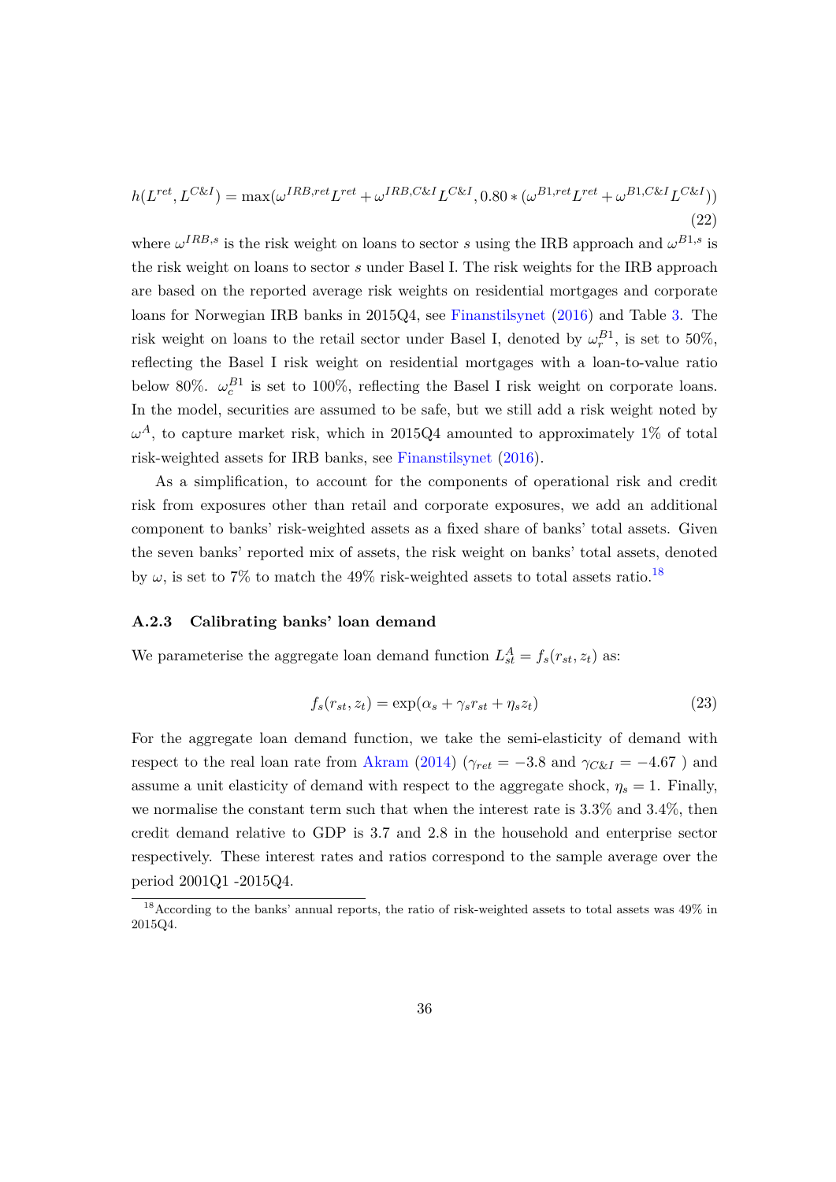$$h(L^{ret}, L^{C\&I}) = \max(\omega^{IRB,ret} L^{ret} + \omega^{IRB,C\&I} L^{C\&I}, 0.80 * (\omega^{B1,ret} L^{ret} + \omega^{B1,C\&I} L^{C\&I})) \tag{22}$$

where $\omega^{IRB,s}$ is the risk weight on loans to sector $s$ using the IRB approach and $\omega^{B1,s}$ is the risk weight on loans to sector $s$ under Basel I. The risk weights for the IRB approach are based on the reported average risk weights on residential mortgages and corporate loans for Norwegian IRB banks in 2015Q4, see Finanstilsynet (2016) and Table 3. The risk weight on loans to the retail sector under Basel I, denoted by $\omega_r^{B1}$, is set to 50%, reflecting the Basel I risk weight on residential mortgages with a loan-to-value ratio below 80%. $\omega_c^{B1}$ is set to 100%, reflecting the Basel I risk weight on corporate loans. In the model, securities are assumed to be safe, but we still add a risk weight noted by $\omega^A$, to capture market risk, which in 2015Q4 amounted to approximately 1% of total risk-weighted assets for IRB banks, see Finanstilsynet (2016).

As a simplification, to account for the components of operational risk and credit risk from exposures other than retail and corporate exposures, we add an additional component to banks' risk-weighted assets as a fixed share of banks' total assets. Given the seven banks' reported mix of assets, the risk weight on banks' total assets, denoted by $\omega$, is set to 7% to match the 49% risk-weighted assets to total assets ratio.[18]

### A.2.3 Calibrating banks' loan demand

We parameterise the aggregate loan demand function $L_{st}^A = f_s(r_{st}, z_t)$ as:

$$f_s(r_{st}, z_t) = \exp(\alpha_s + \gamma_s r_{st} + \eta_s z_t) \tag{23}$$

For the aggregate loan demand function, we take the semi-elasticity of demand with respect to the real loan rate from Akram (2014) ($\gamma_{ret} = -3.8$ and $\gamma_{C\&I} = -4.67$ ) and assume a unit elasticity of demand with respect to the aggregate shock, $\eta_s = 1$. Finally, we normalise the constant term such that when the interest rate is 3.3% and 3.4%, then credit demand relative to GDP is 3.7 and 2.8 in the household and enterprise sector respectively. These interest rates and ratios correspond to the sample average over the period 2001Q1 -2015Q4.

[18] According to the banks' annual reports, the ratio of risk-weighted assets to total assets was 49% in 2015Q4.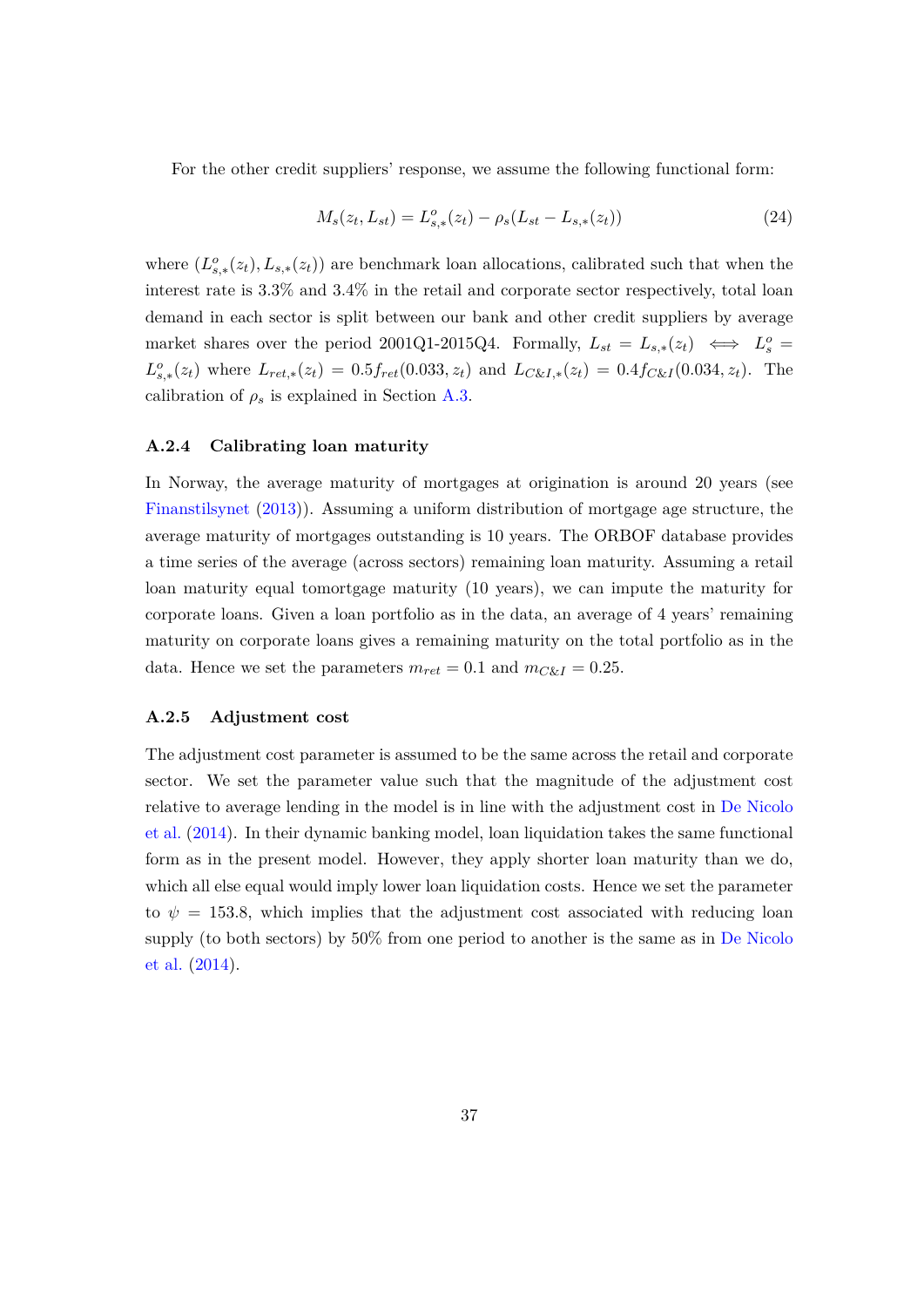For the other credit suppliers' response, we assume the following functional form:

$$M_s(z_t, L_{st}) = L^o_{s,*}(z_t) - \rho_s(L_{st} - L_{s,*}(z_t)) \tag{24}$$

where $(L^o_{s,*}(z_t), L_{s,*}(z_t))$ are benchmark loan allocations, calibrated such that when the interest rate is 3.3% and 3.4% in the retail and corporate sector respectively, total loan demand in each sector is split between our bank and other credit suppliers by average market shares over the period 2001Q1-2015Q4. Formally, $L_{st} = L_{s,*}(z_t) \iff L^o_s = L^o_{s,*}(z_t)$ where $L_{ret,*}(z_t) = 0.5 f_{ret}(0.033, z_t)$ and $L_{C\&I,*}(z_t) = 0.4 f_{C\&I}(0.034, z_t)$. The calibration of $\rho_s$ is explained in Section A.3.

### A.2.4 Calibrating loan maturity

In Norway, the average maturity of mortgages at origination is around 20 years (see Finanstilsynet (2013)). Assuming a uniform distribution of mortgage age structure, the average maturity of mortgages outstanding is 10 years. The ORBOF database provides a time series of the average (across sectors) remaining loan maturity. Assuming a retail loan maturity equal tomortgage maturity (10 years), we can impute the maturity for corporate loans. Given a loan portfolio as in the data, an average of 4 years' remaining maturity on corporate loans gives a remaining maturity on the total portfolio as in the data. Hence we set the parameters $m_{ret} = 0.1$ and $m_{C\&I} = 0.25$.

### A.2.5 Adjustment cost

The adjustment cost parameter is assumed to be the same across the retail and corporate sector. We set the parameter value such that the magnitude of the adjustment cost relative to average lending in the model is in line with the adjustment cost in De Nicolo et al. (2014). In their dynamic banking model, loan liquidation takes the same functional form as in the present model. However, they apply shorter loan maturity than we do, which all else equal would imply lower loan liquidation costs. Hence we set the parameter to $\psi = 153.8$, which implies that the adjustment cost associated with reducing loan supply (to both sectors) by 50% from one period to another is the same as in De Nicolo et al. (2014).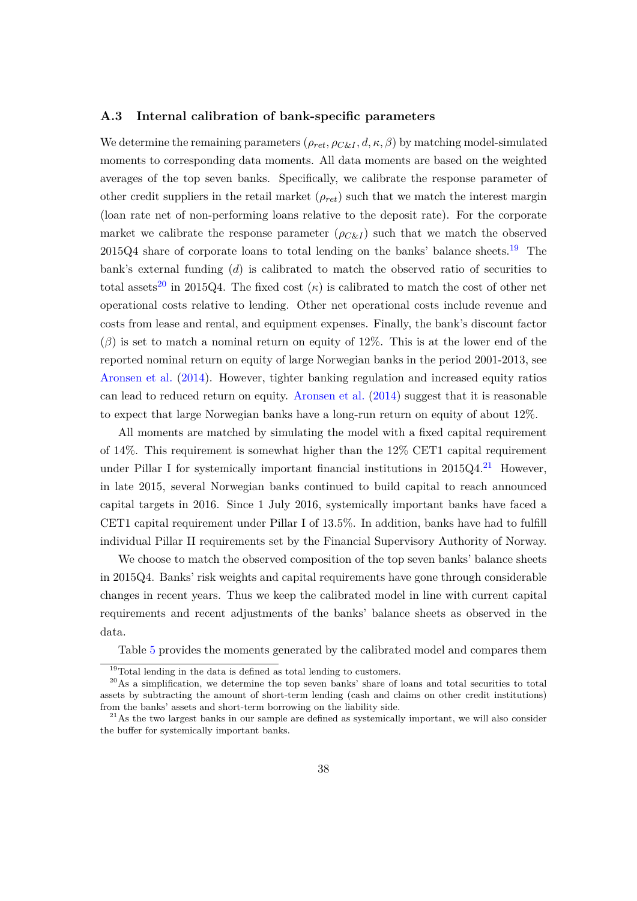### A.3 Internal calibration of bank-specific parameters

We determine the remaining parameters ($\rho_{ret}, \rho_{C\&I}, d, \kappa, \beta$) by matching model-simulated moments to corresponding data moments. All data moments are based on the weighted averages of the top seven banks. Specifically, we calibrate the response parameter of other credit suppliers in the retail market ($\rho_{ret}$) such that we match the interest margin (loan rate net of non-performing loans relative to the deposit rate). For the corporate market we calibrate the response parameter ($\rho_{C\&I}$) such that we match the observed 2015Q4 share of corporate loans to total lending on the banks' balance sheets.[19] The bank's external funding ($d$) is calibrated to match the observed ratio of securities to total assets[20] in 2015Q4. The fixed cost ($\kappa$) is calibrated to match the cost of other net operational costs relative to lending. Other net operational costs include revenue and costs from lease and rental, and equipment expenses. Finally, the bank's discount factor ($\beta$) is set to match a nominal return on equity of 12%. This is at the lower end of the reported nominal return on equity of large Norwegian banks in the period 2001-2013, see Aronsen et al. (2014). However, tighter banking regulation and increased equity ratios can lead to reduced return on equity. Aronsen et al. (2014) suggest that it is reasonable to expect that large Norwegian banks have a long-run return on equity of about 12%.

All moments are matched by simulating the model with a fixed capital requirement of 14%. This requirement is somewhat higher than the 12% CET1 capital requirement under Pillar I for systemically important financial institutions in 2015Q4.[21] However, in late 2015, several Norwegian banks continued to build capital to reach announced capital targets in 2016. Since 1 July 2016, systemically important banks have faced a CET1 capital requirement under Pillar I of 13.5%. In addition, banks have had to fulfill individual Pillar II requirements set by the Financial Supervisory Authority of Norway.

We choose to match the observed composition of the top seven banks' balance sheets in 2015Q4. Banks' risk weights and capital requirements have gone through considerable changes in recent years. Thus we keep the calibrated model in line with current capital requirements and recent adjustments of the banks' balance sheets as observed in the data.

Table 5 provides the moments generated by the calibrated model and compares them

[19] Total lending in the data is defined as total lending to customers.

[20] As a simplification, we determine the top seven banks' share of loans and total securities to total assets by subtracting the amount of short-term lending (cash and claims on other credit institutions) from the banks' assets and short-term borrowing on the liability side.

[21] As the two largest banks in our sample are defined as systemically important, we will also consider the buffer for systemically important banks.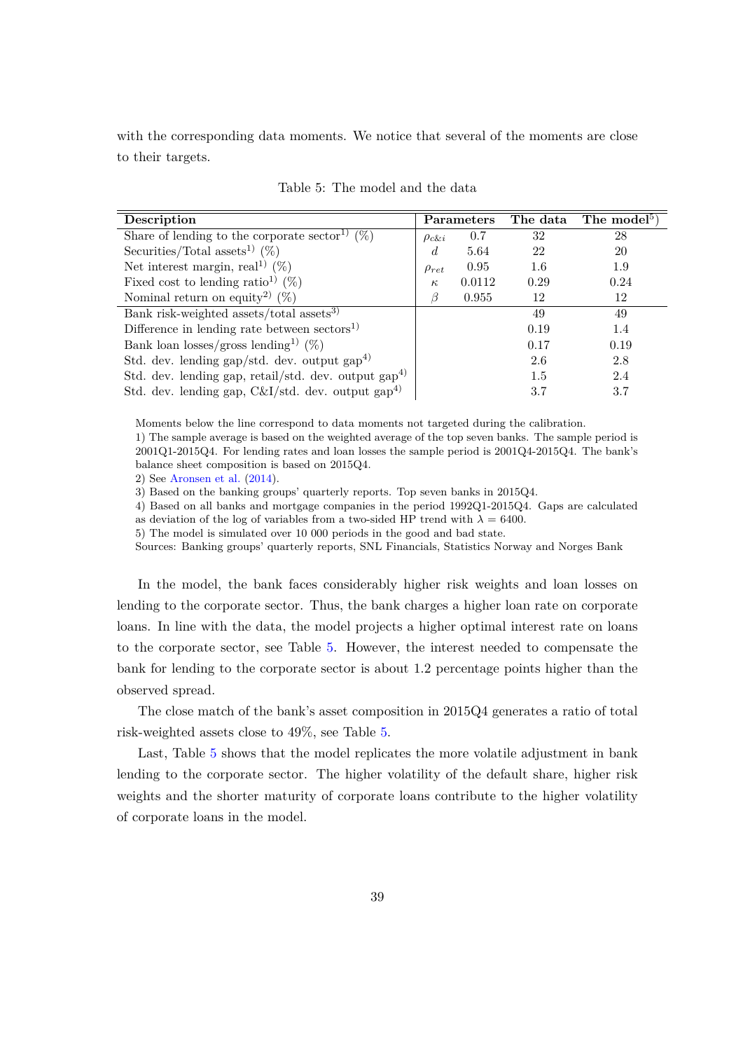with the corresponding data moments. We notice that several of the moments are close to their targets.

Table 5: The model and the data

| Description | Parameters | | The data | The model[5] |
|---|---|---|---|---|
| Share of lending to the corporate sector[1] (%) | $\rho_{c\&i}$ | 0.7 | 32 | 28 |
| Securities/Total assets[1] (%) | $d$ | 5.64 | 22 | 20 |
| Net interest margin, real[1] (%) | $\rho_{ret}$ | 0.95 | 1.6 | 1.9 |
| Fixed cost to lending ratio[1] (%) | $\kappa$ | 0.0112 | 0.29 | 0.24 |
| Nominal return on equity[2] (%) | $\beta$ | 0.955 | 12 | 12 |
| Bank risk-weighted assets/total assets[3] | | | 49 | 49 |
| Difference in lending rate between sectors[1] | | | 0.19 | 1.4 |
| Bank loan losses/gross lending[1] (%) | | | 0.17 | 0.19 |
| Std. dev. lending gap/std. dev. output gap[4] | | | 2.6 | 2.8 |
| Std. dev. lending gap, retail/std. dev. output gap[4] | | | 1.5 | 2.4 |
| Std. dev. lending gap, C&I/std. dev. output gap[4] | | | 3.7 | 3.7 |

Moments below the line correspond to data moments not targeted during the calibration.
1) The sample average is based on the weighted average of the top seven banks. The sample period is 2001Q1-2015Q4. For lending rates and loan losses the sample period is 2001Q4-2015Q4. The bank's balance sheet composition is based on 2015Q4.
2) See Aronsen et al. (2014).
3) Based on the banking groups' quarterly reports. Top seven banks in 2015Q4.
4) Based on all banks and mortgage companies in the period 1992Q1-2015Q4. Gaps are calculated as deviation of the log of variables from a two-sided HP trend with $\lambda = 6400$.
5) The model is simulated over 10 000 periods in the good and bad state.
Sources: Banking groups' quarterly reports, SNL Financials, Statistics Norway and Norges Bank

In the model, the bank faces considerably higher risk weights and loan losses on lending to the corporate sector. Thus, the bank charges a higher loan rate on corporate loans. In line with the data, the model projects a higher optimal interest rate on loans to the corporate sector, see Table 5. However, the interest needed to compensate the bank for lending to the corporate sector is about 1.2 percentage points higher than the observed spread.

The close match of the bank's asset composition in 2015Q4 generates a ratio of total risk-weighted assets close to 49%, see Table 5.

Last, Table 5 shows that the model replicates the more volatile adjustment in bank lending to the corporate sector. The higher volatility of the default share, higher risk weights and the shorter maturity of corporate loans contribute to the higher volatility of corporate loans in the model.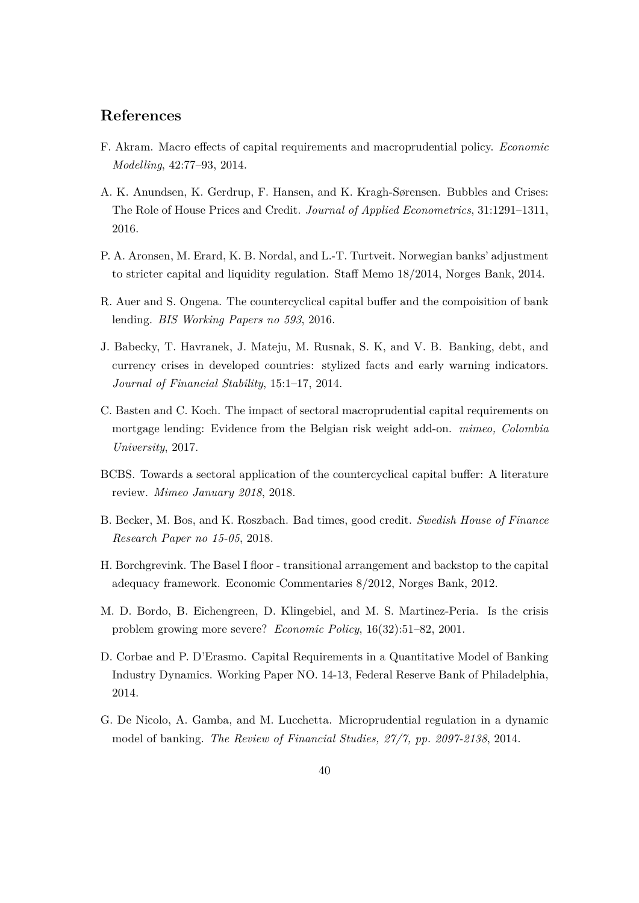## References

F. Akram. Macro effects of capital requirements and macroprudential policy. *Economic Modelling*, 42:77–93, 2014.

A. K. Anundsen, K. Gerdrup, F. Hansen, and K. Kragh-Sørensen. Bubbles and Crises: The Role of House Prices and Credit. *Journal of Applied Econometrics*, 31:1291–1311, 2016.

P. A. Aronsen, M. Erard, K. B. Nordal, and L.-T. Turtveit. Norwegian banks' adjustment to stricter capital and liquidity regulation. Staff Memo 18/2014, Norges Bank, 2014.

R. Auer and S. Ongena. The countercyclical capital buffer and the compoisition of bank lending. *BIS Working Papers no 593*, 2016.

J. Babecky, T. Havranek, J. Mateju, M. Rusnak, S. K, and V. B. Banking, debt, and currency crises in developed countries: stylized facts and early warning indicators. *Journal of Financial Stability*, 15:1–17, 2014.

C. Basten and C. Koch. The impact of sectoral macroprudential capital requirements on mortgage lending: Evidence from the Belgian risk weight add-on. *mimeo, Colombia University*, 2017.

BCBS. Towards a sectoral application of the countercyclical capital buffer: A literature review. *Mimeo January 2018*, 2018.

B. Becker, M. Bos, and K. Roszbach. Bad times, good credit. *Swedish House of Finance Research Paper no 15-05*, 2018.

H. Borchgrevink. The Basel I floor - transitional arrangement and backstop to the capital adequacy framework. Economic Commentaries 8/2012, Norges Bank, 2012.

M. D. Bordo, B. Eichengreen, D. Klingebiel, and M. S. Martinez-Peria. Is the crisis problem growing more severe? *Economic Policy*, 16(32):51–82, 2001.

D. Corbae and P. D'Erasmo. Capital Requirements in a Quantitative Model of Banking Industry Dynamics. Working Paper NO. 14-13, Federal Reserve Bank of Philadelphia, 2014.

G. De Nicolo, A. Gamba, and M. Lucchetta. Microprudential regulation in a dynamic model of banking. *The Review of Financial Studies, 27/7, pp. 2097-2138*, 2014.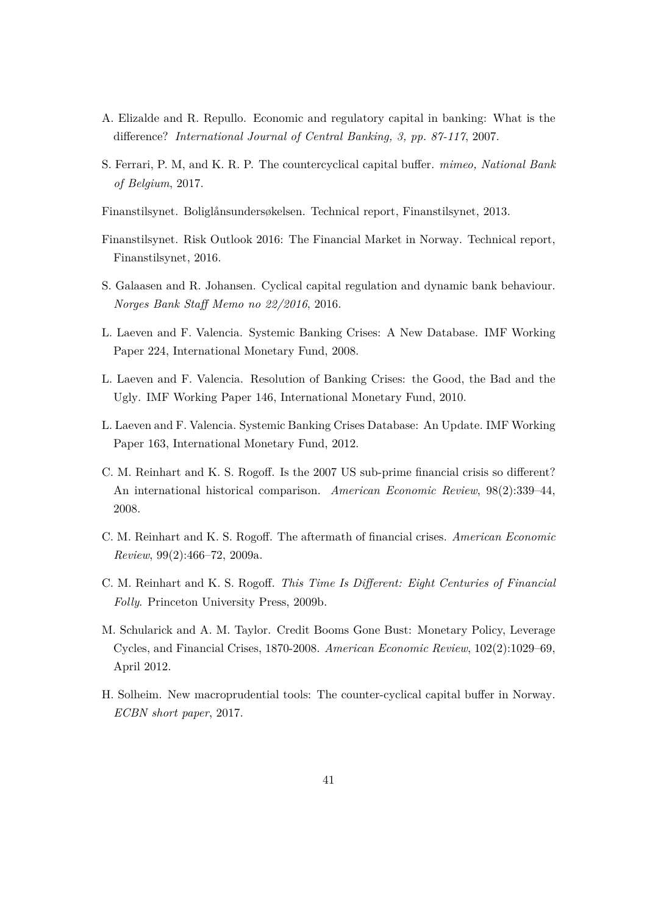A. Elizalde and R. Repullo. Economic and regulatory capital in banking: What is the difference? *International Journal of Central Banking, 3, pp. 87-117*, 2007.

S. Ferrari, P. M, and K. R. P. The countercyclical capital buffer. *mimeo, National Bank of Belgium*, 2017.

Finanstilsynet. Boliglånsundersøkelsen. Technical report, Finanstilsynet, 2013.

Finanstilsynet. Risk Outlook 2016: The Financial Market in Norway. Technical report, Finanstilsynet, 2016.

S. Galaasen and R. Johansen. Cyclical capital regulation and dynamic bank behaviour. *Norges Bank Staff Memo no 22/2016*, 2016.

L. Laeven and F. Valencia. Systemic Banking Crises: A New Database. IMF Working Paper 224, International Monetary Fund, 2008.

L. Laeven and F. Valencia. Resolution of Banking Crises: the Good, the Bad and the Ugly. IMF Working Paper 146, International Monetary Fund, 2010.

L. Laeven and F. Valencia. Systemic Banking Crises Database: An Update. IMF Working Paper 163, International Monetary Fund, 2012.

C. M. Reinhart and K. S. Rogoff. Is the 2007 US sub-prime financial crisis so different? An international historical comparison. *American Economic Review*, 98(2):339–44, 2008.

C. M. Reinhart and K. S. Rogoff. The aftermath of financial crises. *American Economic Review*, 99(2):466–72, 2009a.

C. M. Reinhart and K. S. Rogoff. *This Time Is Different: Eight Centuries of Financial Folly.* Princeton University Press, 2009b.

M. Schularick and A. M. Taylor. Credit Booms Gone Bust: Monetary Policy, Leverage Cycles, and Financial Crises, 1870-2008. *American Economic Review*, 102(2):1029–69, April 2012.

H. Solheim. New macroprudential tools: The counter-cyclical capital buffer in Norway. *ECBN short paper*, 2017.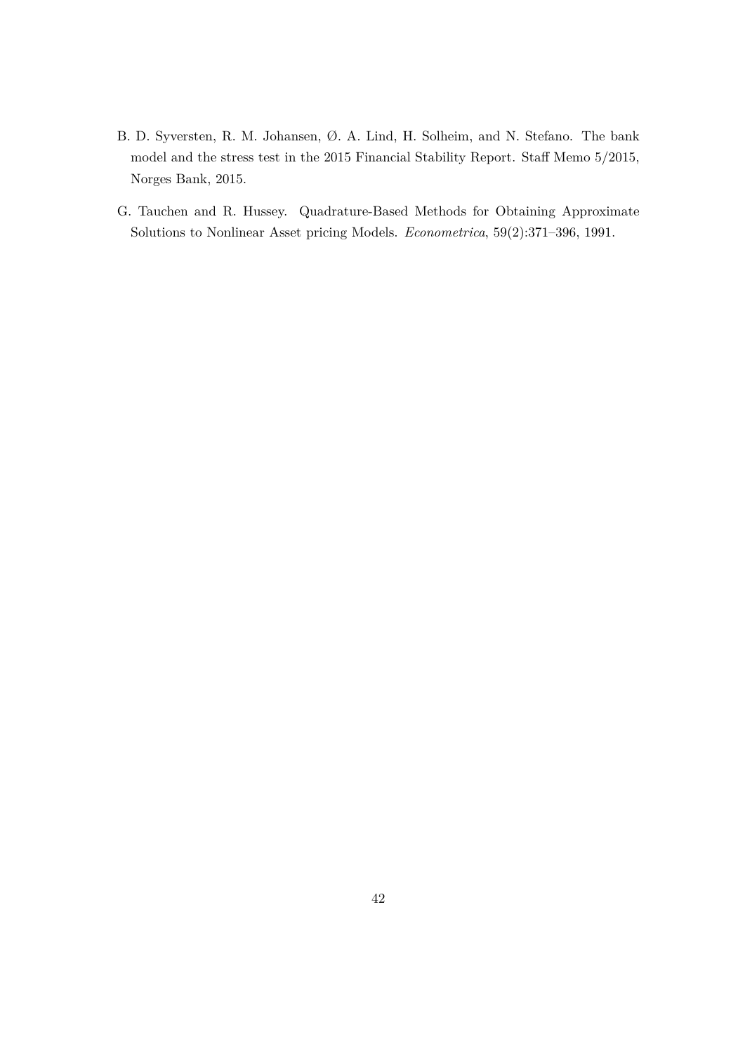B. D. Syversten, R. M. Johansen, Ø. A. Lind, H. Solheim, and N. Stefano. The bank model and the stress test in the 2015 Financial Stability Report. Staff Memo 5/2015, Norges Bank, 2015.

G. Tauchen and R. Hussey. Quadrature-Based Methods for Obtaining Approximate Solutions to Nonlinear Asset pricing Models. *Econometrica*, 59(2):371–396, 1991.